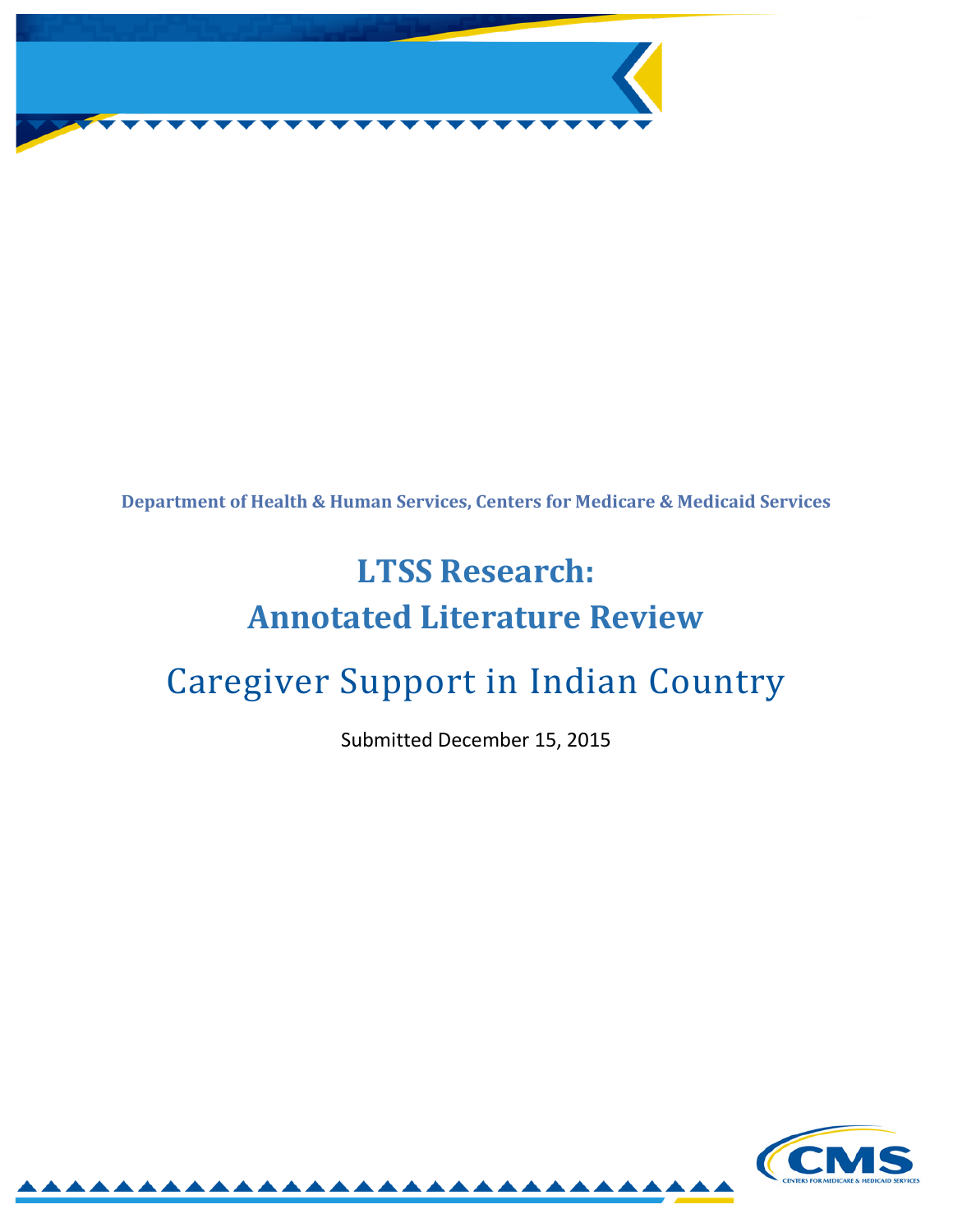Department of Health & Human Services, Centers for Medicare & Medicaid Services

# LTSS Research: Annotated Literature Review

## Caregiver Support in Indian Country

Submitted December 15, 2015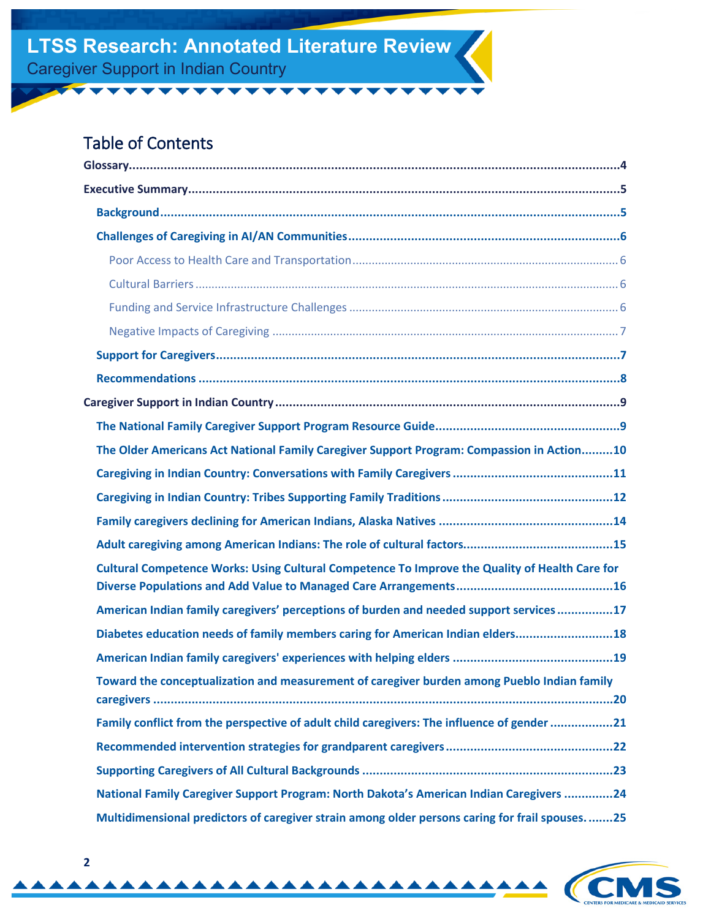# LTSS Research: Annotated Literature Review

Caregiver Support in Indian Country

## Table of Contents

**Glossary** ..... 4

**Executive Summary** ..... 5

- **Background** ..... 5
- **Challenges of Caregiving in AI/AN Communities** ..... 6
  - Poor Access to Health Care and Transportation ..... 6
  - Cultural Barriers ..... 6
  - Funding and Service Infrastructure Challenges ..... 6
  - Negative Impacts of Caregiving ..... 7
- **Support for Caregivers** ..... 7
- **Recommendations** ..... 8

**Caregiver Support in Indian Country** ..... 9

- **The National Family Caregiver Support Program Resource Guide** ..... 9
- **The Older Americans Act National Family Caregiver Support Program: Compassion in Action** ..... 10
- **Caregiving in Indian Country: Conversations with Family Caregivers** ..... 11
- **Caregiving in Indian Country: Tribes Supporting Family Traditions** ..... 12
- **Family caregivers declining for American Indians, Alaska Natives** ..... 14
- **Adult caregiving among American Indians: The role of cultural factors** ..... 15
- **Cultural Competence Works: Using Cultural Competence To Improve the Quality of Health Care for Diverse Populations and Add Value to Managed Care Arrangements** ..... 16
- **American Indian family caregivers' perceptions of burden and needed support services** ..... 17
- **Diabetes education needs of family members caring for American Indian elders** ..... 18
- **American Indian family caregivers' experiences with helping elders** ..... 19
- **Toward the conceptualization and measurement of caregiver burden among Pueblo Indian family caregivers** ..... 20
- **Family conflict from the perspective of adult child caregivers: The influence of gender** ..... 21
- **Recommended intervention strategies for grandparent caregivers** ..... 22
- **Supporting Caregivers of All Cultural Backgrounds** ..... 23
- **National Family Caregiver Support Program: North Dakota's American Indian Caregivers** ..... 24
- **Multidimensional predictors of caregiver strain among older persons caring for frail spouses.** ..... 25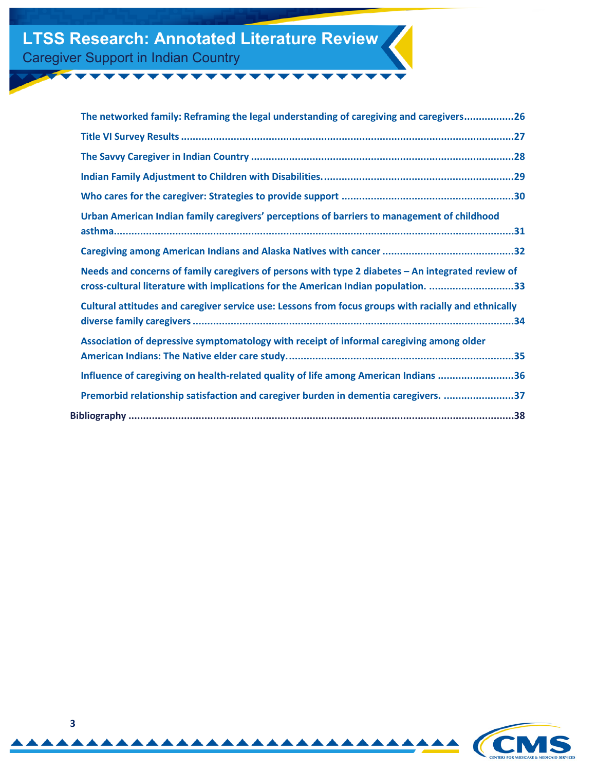The networked family: Reframing the legal understanding of caregiving and caregivers................26

Title VI Survey Results ................................................................................................................27

The Savvy Caregiver in Indian Country ......................................................................................28

Indian Family Adjustment to Children with Disabilities...............................................................29

Who cares for the caregiver: Strategies to provide support ........................................................30

Urban American Indian family caregivers' perceptions of barriers to management of childhood asthma.........................................................................................................................................31

Caregiving among American Indians and Alaska Natives with cancer ..........................................32

Needs and concerns of family caregivers of persons with type 2 diabetes – An integrated review of cross-cultural literature with implications for the American Indian population. ...........................33

Cultural attitudes and caregiver service use: Lessons from focus groups with racially and ethnically diverse family caregivers ...........................................................................................................34

Association of depressive symptomatology with receipt of informal caregiving among older American Indians: The Native elder care study. ...........................................................................35

Influence of caregiving on health-related quality of life among American Indians ........................36

Premorbid relationship satisfaction and caregiver burden in dementia caregivers. .......................37

Bibliography ....................................................................................................................................38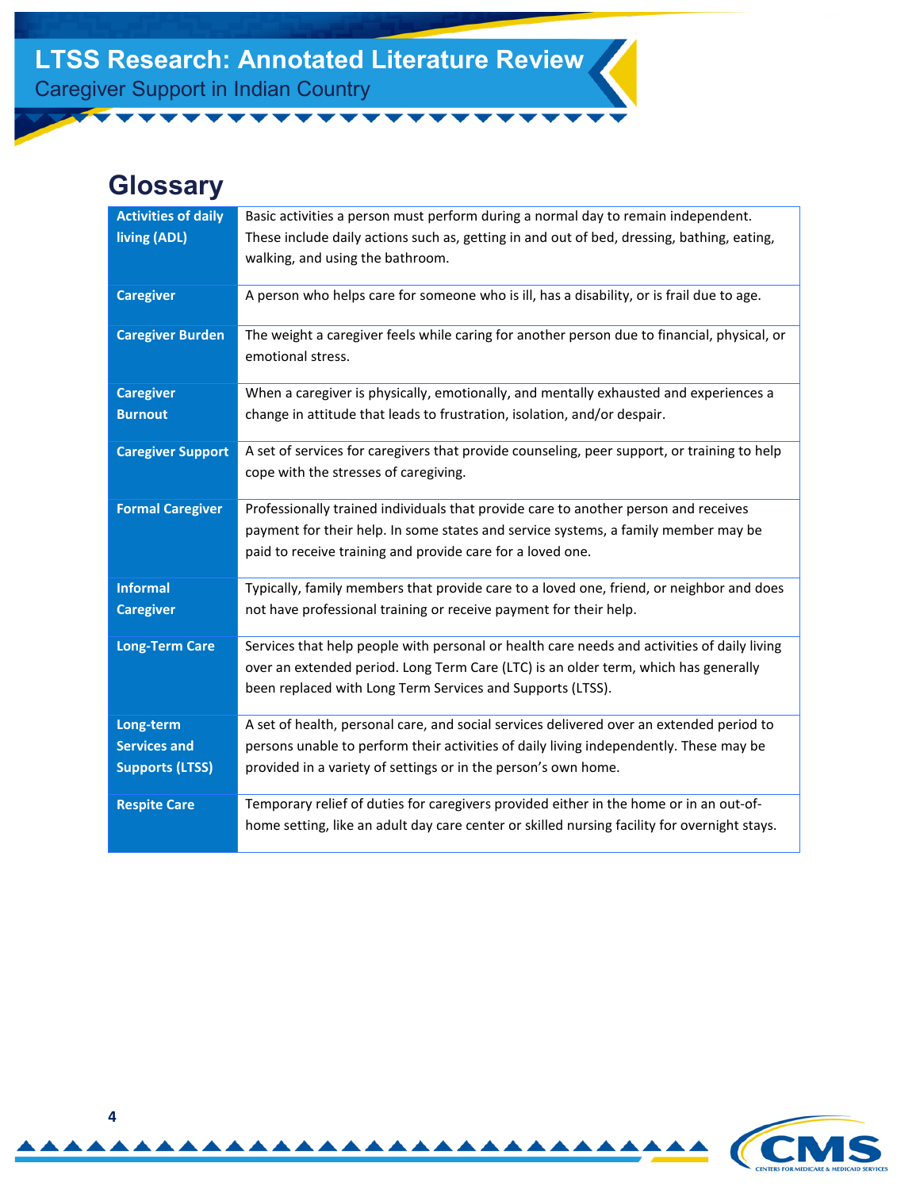## Glossary

| Term | Definition |
|---|---|
| **Activities of daily living (ADL)** | Basic activities a person must perform during a normal day to remain independent. These include daily actions such as, getting in and out of bed, dressing, bathing, eating, walking, and using the bathroom. |
| **Caregiver** | A person who helps care for someone who is ill, has a disability, or is frail due to age. |
| **Caregiver Burden** | The weight a caregiver feels while caring for another person due to financial, physical, or emotional stress. |
| **Caregiver Burnout** | When a caregiver is physically, emotionally, and mentally exhausted and experiences a change in attitude that leads to frustration, isolation, and/or despair. |
| **Caregiver Support** | A set of services for caregivers that provide counseling, peer support, or training to help cope with the stresses of caregiving. |
| **Formal Caregiver** | Professionally trained individuals that provide care to another person and receives payment for their help. In some states and service systems, a family member may be paid to receive training and provide care for a loved one. |
| **Informal Caregiver** | Typically, family members that provide care to a loved one, friend, or neighbor and does not have professional training or receive payment for their help. |
| **Long-Term Care** | Services that help people with personal or health care needs and activities of daily living over an extended period. Long Term Care (LTC) is an older term, which has generally been replaced with Long Term Services and Supports (LTSS). |
| **Long-term Services and Supports (LTSS)** | A set of health, personal care, and social services delivered over an extended period to persons unable to perform their activities of daily living independently. These may be provided in a variety of settings or in the person's own home. |
| **Respite Care** | Temporary relief of duties for caregivers provided either in the home or in an out-of-home setting, like an adult day care center or skilled nursing facility for overnight stays. |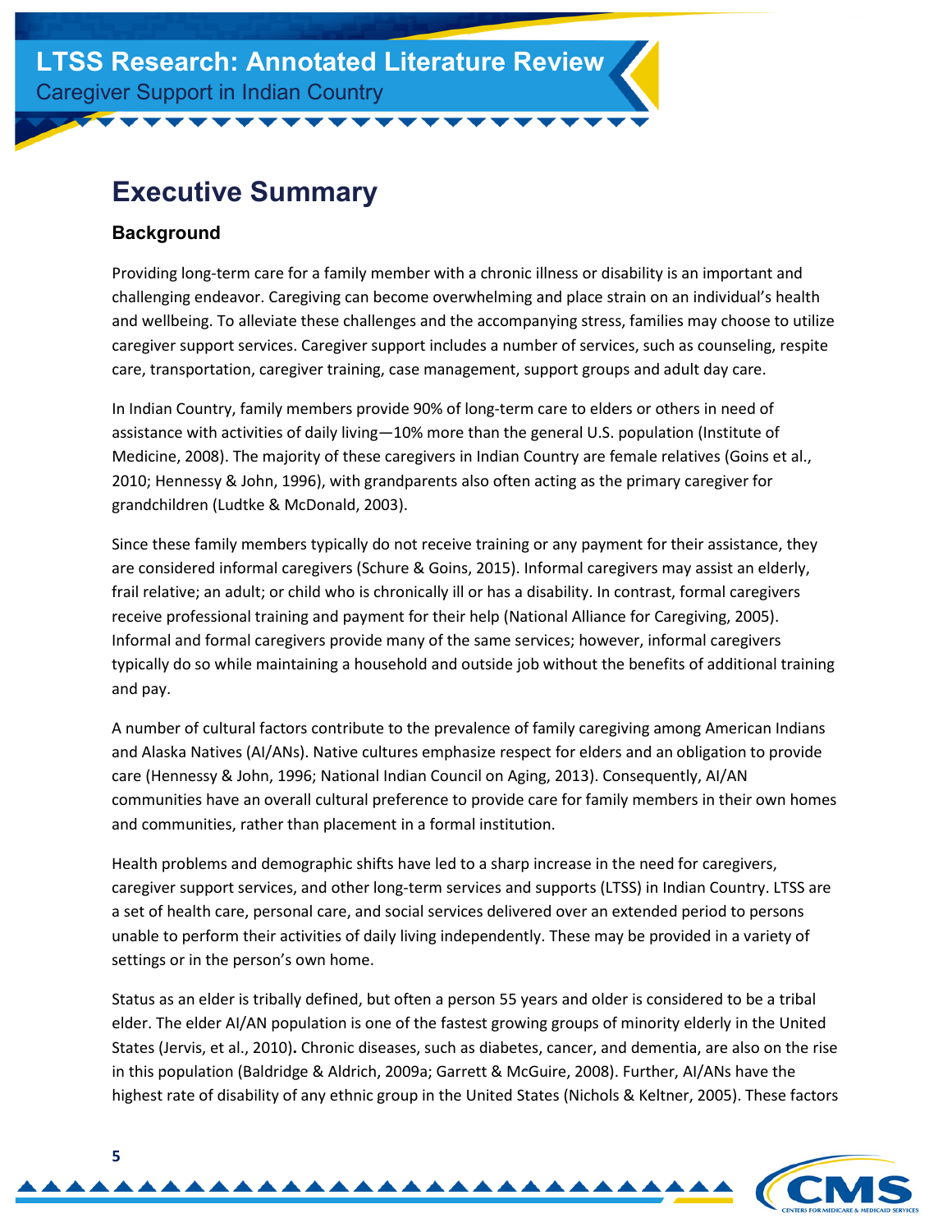# Executive Summary

### Background

Providing long-term care for a family member with a chronic illness or disability is an important and challenging endeavor. Caregiving can become overwhelming and place strain on an individual's health and wellbeing. To alleviate these challenges and the accompanying stress, families may choose to utilize caregiver support services. Caregiver support includes a number of services, such as counseling, respite care, transportation, caregiver training, case management, support groups and adult day care.

In Indian Country, family members provide 90% of long-term care to elders or others in need of assistance with activities of daily living—10% more than the general U.S. population (Institute of Medicine, 2008). The majority of these caregivers in Indian Country are female relatives (Goins et al., 2010; Hennessy & John, 1996), with grandparents also often acting as the primary caregiver for grandchildren (Ludtke & McDonald, 2003).

Since these family members typically do not receive training or any payment for their assistance, they are considered informal caregivers (Schure & Goins, 2015). Informal caregivers may assist an elderly, frail relative; an adult; or child who is chronically ill or has a disability. In contrast, formal caregivers receive professional training and payment for their help (National Alliance for Caregiving, 2005). Informal and formal caregivers provide many of the same services; however, informal caregivers typically do so while maintaining a household and outside job without the benefits of additional training and pay.

A number of cultural factors contribute to the prevalence of family caregiving among American Indians and Alaska Natives (AI/ANs). Native cultures emphasize respect for elders and an obligation to provide care (Hennessy & John, 1996; National Indian Council on Aging, 2013). Consequently, AI/AN communities have an overall cultural preference to provide care for family members in their own homes and communities, rather than placement in a formal institution.

Health problems and demographic shifts have led to a sharp increase in the need for caregivers, caregiver support services, and other long-term services and supports (LTSS) in Indian Country. LTSS are a set of health care, personal care, and social services delivered over an extended period to persons unable to perform their activities of daily living independently. These may be provided in a variety of settings or in the person's own home.

Status as an elder is tribally defined, but often a person 55 years and older is considered to be a tribal elder. The elder AI/AN population is one of the fastest growing groups of minority elderly in the United States (Jervis, et al., 2010). Chronic diseases, such as diabetes, cancer, and dementia, are also on the rise in this population (Baldridge & Aldrich, 2009a; Garrett & McGuire, 2008). Further, AI/ANs have the highest rate of disability of any ethnic group in the United States (Nichols & Keltner, 2005). These factors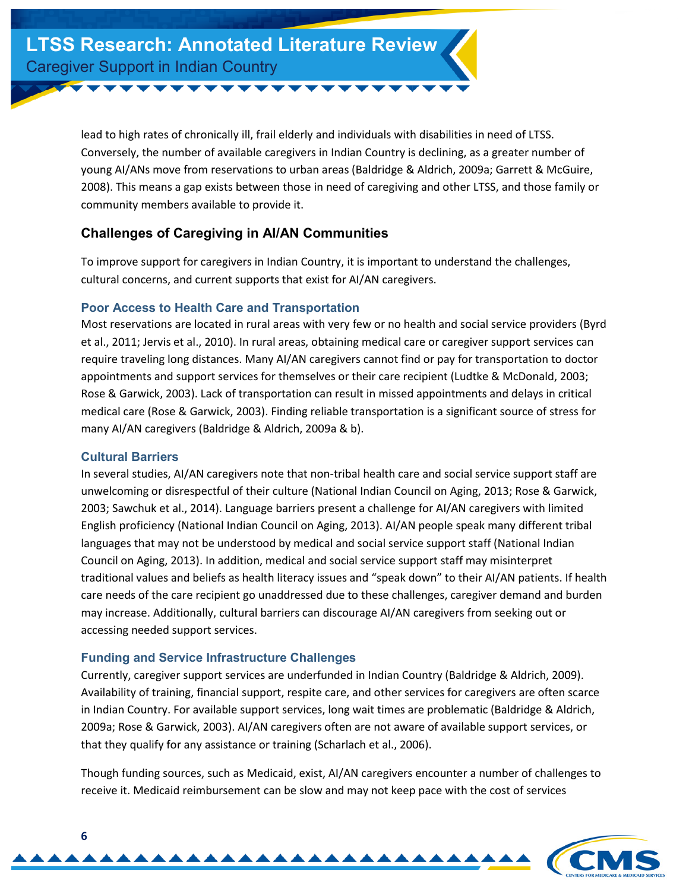lead to high rates of chronically ill, frail elderly and individuals with disabilities in need of LTSS. Conversely, the number of available caregivers in Indian Country is declining, as a greater number of young AI/ANs move from reservations to urban areas (Baldridge & Aldrich, 2009a; Garrett & McGuire, 2008). This means a gap exists between those in need of caregiving and other LTSS, and those family or community members available to provide it.

## Challenges of Caregiving in AI/AN Communities

To improve support for caregivers in Indian Country, it is important to understand the challenges, cultural concerns, and current supports that exist for AI/AN caregivers.

### Poor Access to Health Care and Transportation

Most reservations are located in rural areas with very few or no health and social service providers (Byrd et al., 2011; Jervis et al., 2010). In rural areas, obtaining medical care or caregiver support services can require traveling long distances. Many AI/AN caregivers cannot find or pay for transportation to doctor appointments and support services for themselves or their care recipient (Ludtke & McDonald, 2003; Rose & Garwick, 2003). Lack of transportation can result in missed appointments and delays in critical medical care (Rose & Garwick, 2003). Finding reliable transportation is a significant source of stress for many AI/AN caregivers (Baldridge & Aldrich, 2009a & b).

### Cultural Barriers

In several studies, AI/AN caregivers note that non-tribal health care and social service support staff are unwelcoming or disrespectful of their culture (National Indian Council on Aging, 2013; Rose & Garwick, 2003; Sawchuk et al., 2014). Language barriers present a challenge for AI/AN caregivers with limited English proficiency (National Indian Council on Aging, 2013). AI/AN people speak many different tribal languages that may not be understood by medical and social service support staff (National Indian Council on Aging, 2013). In addition, medical and social service support staff may misinterpret traditional values and beliefs as health literacy issues and "speak down" to their AI/AN patients. If health care needs of the care recipient go unaddressed due to these challenges, caregiver demand and burden may increase. Additionally, cultural barriers can discourage AI/AN caregivers from seeking out or accessing needed support services.

### Funding and Service Infrastructure Challenges

Currently, caregiver support services are underfunded in Indian Country (Baldridge & Aldrich, 2009). Availability of training, financial support, respite care, and other services for caregivers are often scarce in Indian Country. For available support services, long wait times are problematic (Baldridge & Aldrich, 2009a; Rose & Garwick, 2003). AI/AN caregivers often are not aware of available support services, or that they qualify for any assistance or training (Scharlach et al., 2006).

Though funding sources, such as Medicaid, exist, AI/AN caregivers encounter a number of challenges to receive it. Medicaid reimbursement can be slow and may not keep pace with the cost of services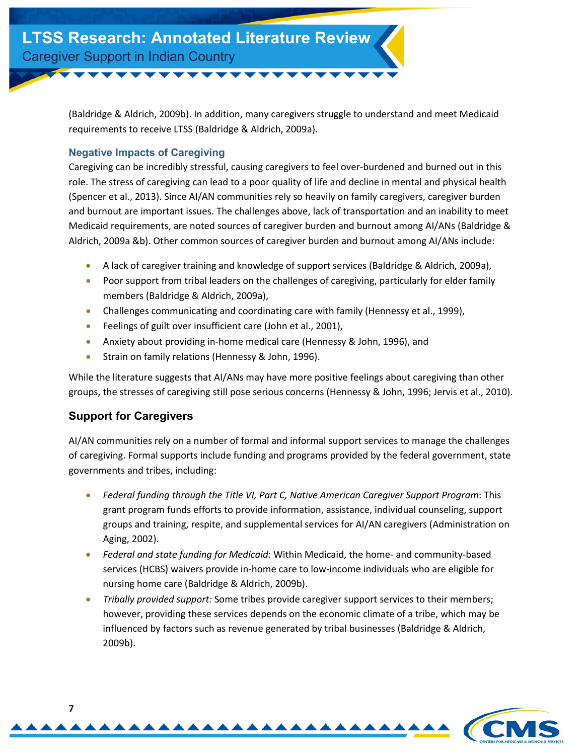(Baldridge & Aldrich, 2009b). In addition, many caregivers struggle to understand and meet Medicaid requirements to receive LTSS (Baldridge & Aldrich, 2009a).

### Negative Impacts of Caregiving

Caregiving can be incredibly stressful, causing caregivers to feel over-burdened and burned out in this role. The stress of caregiving can lead to a poor quality of life and decline in mental and physical health (Spencer et al., 2013). Since AI/AN communities rely so heavily on family caregivers, caregiver burden and burnout are important issues. The challenges above, lack of transportation and an inability to meet Medicaid requirements, are noted sources of caregiver burden and burnout among AI/ANs (Baldridge & Aldrich, 2009a &b). Other common sources of caregiver burden and burnout among AI/ANs include:

- A lack of caregiver training and knowledge of support services (Baldridge & Aldrich, 2009a),
- Poor support from tribal leaders on the challenges of caregiving, particularly for elder family members (Baldridge & Aldrich, 2009a),
- Challenges communicating and coordinating care with family (Hennessy et al., 1999),
- Feelings of guilt over insufficient care (John et al., 2001),
- Anxiety about providing in-home medical care (Hennessy & John, 1996), and
- Strain on family relations (Hennessy & John, 1996).

While the literature suggests that AI/ANs may have more positive feelings about caregiving than other groups, the stresses of caregiving still pose serious concerns (Hennessy & John, 1996; Jervis et al., 2010).

## Support for Caregivers

AI/AN communities rely on a number of formal and informal support services to manage the challenges of caregiving. Formal supports include funding and programs provided by the federal government, state governments and tribes, including:

- *Federal funding through the Title VI, Part C, Native American Caregiver Support Program*: This grant program funds efforts to provide information, assistance, individual counseling, support groups and training, respite, and supplemental services for AI/AN caregivers (Administration on Aging, 2002).
- *Federal and state funding for Medicaid*: Within Medicaid, the home- and community-based services (HCBS) waivers provide in-home care to low-income individuals who are eligible for nursing home care (Baldridge & Aldrich, 2009b).
- *Tribally provided support:* Some tribes provide caregiver support services to their members; however, providing these services depends on the economic climate of a tribe, which may be influenced by factors such as revenue generated by tribal businesses (Baldridge & Aldrich, 2009b).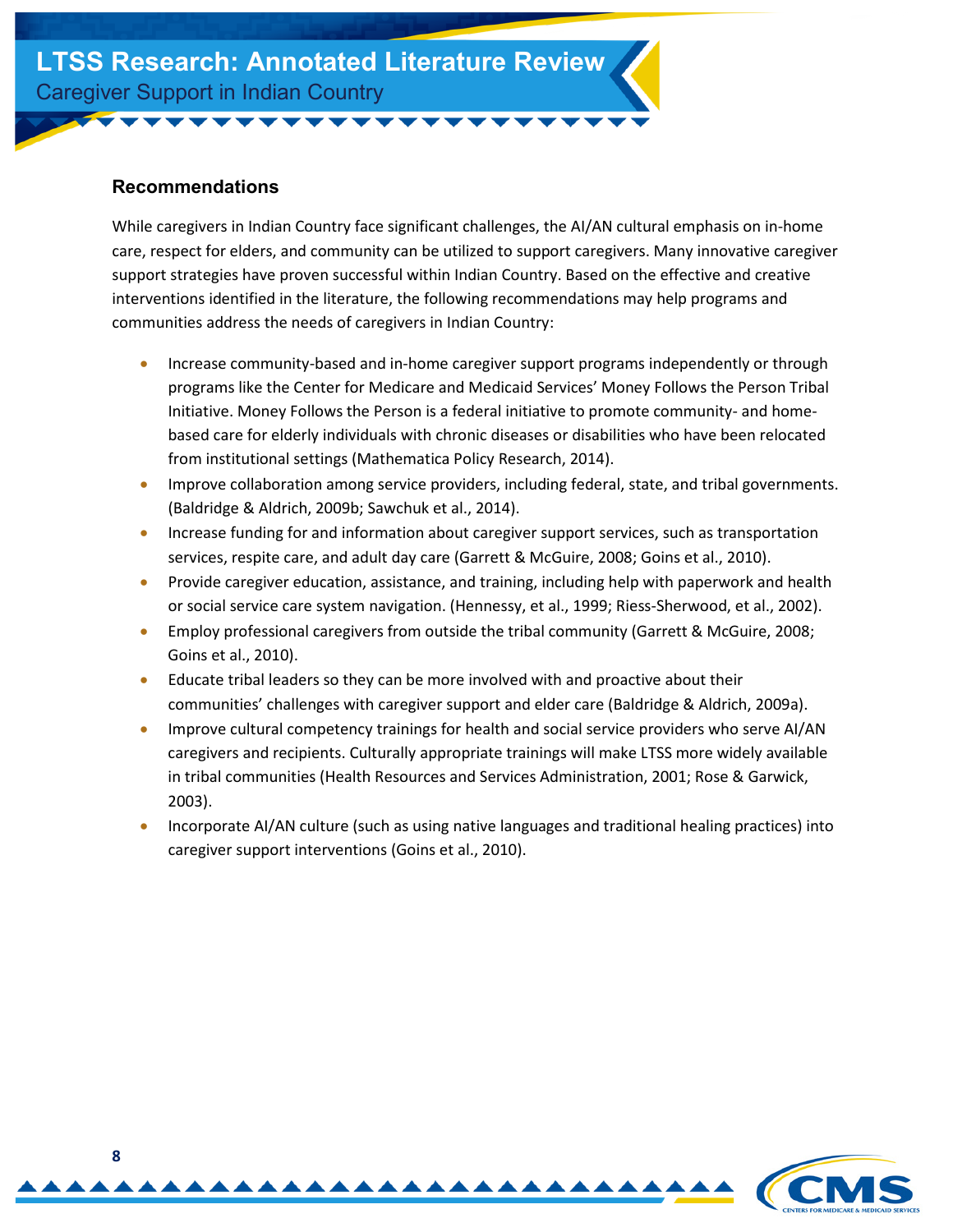## Recommendations

While caregivers in Indian Country face significant challenges, the AI/AN cultural emphasis on in-home care, respect for elders, and community can be utilized to support caregivers. Many innovative caregiver support strategies have proven successful within Indian Country. Based on the effective and creative interventions identified in the literature, the following recommendations may help programs and communities address the needs of caregivers in Indian Country:

- Increase community-based and in-home caregiver support programs independently or through programs like the Center for Medicare and Medicaid Services' Money Follows the Person Tribal Initiative. Money Follows the Person is a federal initiative to promote community- and home-based care for elderly individuals with chronic diseases or disabilities who have been relocated from institutional settings (Mathematica Policy Research, 2014).
- Improve collaboration among service providers, including federal, state, and tribal governments. (Baldridge & Aldrich, 2009b; Sawchuk et al., 2014).
- Increase funding for and information about caregiver support services, such as transportation services, respite care, and adult day care (Garrett & McGuire, 2008; Goins et al., 2010).
- Provide caregiver education, assistance, and training, including help with paperwork and health or social service care system navigation. (Hennessy, et al., 1999; Riess-Sherwood, et al., 2002).
- Employ professional caregivers from outside the tribal community (Garrett & McGuire, 2008; Goins et al., 2010).
- Educate tribal leaders so they can be more involved with and proactive about their communities' challenges with caregiver support and elder care (Baldridge & Aldrich, 2009a).
- Improve cultural competency trainings for health and social service providers who serve AI/AN caregivers and recipients. Culturally appropriate trainings will make LTSS more widely available in tribal communities (Health Resources and Services Administration, 2001; Rose & Garwick, 2003).
- Incorporate AI/AN culture (such as using native languages and traditional healing practices) into caregiver support interventions (Goins et al., 2010).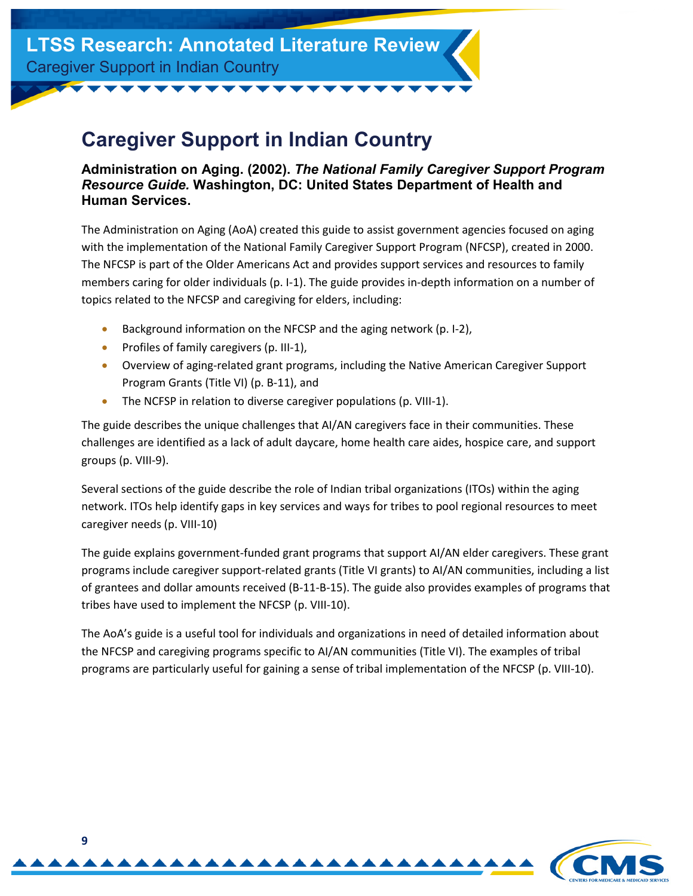# Caregiver Support in Indian Country

**Administration on Aging. (2002).** ***The National Family Caregiver Support Program Resource Guide.*** **Washington, DC: United States Department of Health and Human Services.**

The Administration on Aging (AoA) created this guide to assist government agencies focused on aging with the implementation of the National Family Caregiver Support Program (NFCSP), created in 2000. The NFCSP is part of the Older Americans Act and provides support services and resources to family members caring for older individuals (p. I-1). The guide provides in-depth information on a number of topics related to the NFCSP and caregiving for elders, including:

- Background information on the NFCSP and the aging network (p. I-2),
- Profiles of family caregivers (p. III-1),
- Overview of aging-related grant programs, including the Native American Caregiver Support Program Grants (Title VI) (p. B-11), and
- The NCFSP in relation to diverse caregiver populations (p. VIII-1).

The guide describes the unique challenges that AI/AN caregivers face in their communities. These challenges are identified as a lack of adult daycare, home health care aides, hospice care, and support groups (p. VIII-9).

Several sections of the guide describe the role of Indian tribal organizations (ITOs) within the aging network. ITOs help identify gaps in key services and ways for tribes to pool regional resources to meet caregiver needs (p. VIII-10)

The guide explains government-funded grant programs that support AI/AN elder caregivers. These grant programs include caregiver support-related grants (Title VI grants) to AI/AN communities, including a list of grantees and dollar amounts received (B-11-B-15). The guide also provides examples of programs that tribes have used to implement the NFCSP (p. VIII-10).

The AoA's guide is a useful tool for individuals and organizations in need of detailed information about the NFCSP and caregiving programs specific to AI/AN communities (Title VI). The examples of tribal programs are particularly useful for gaining a sense of tribal implementation of the NFCSP (p. VIII-10).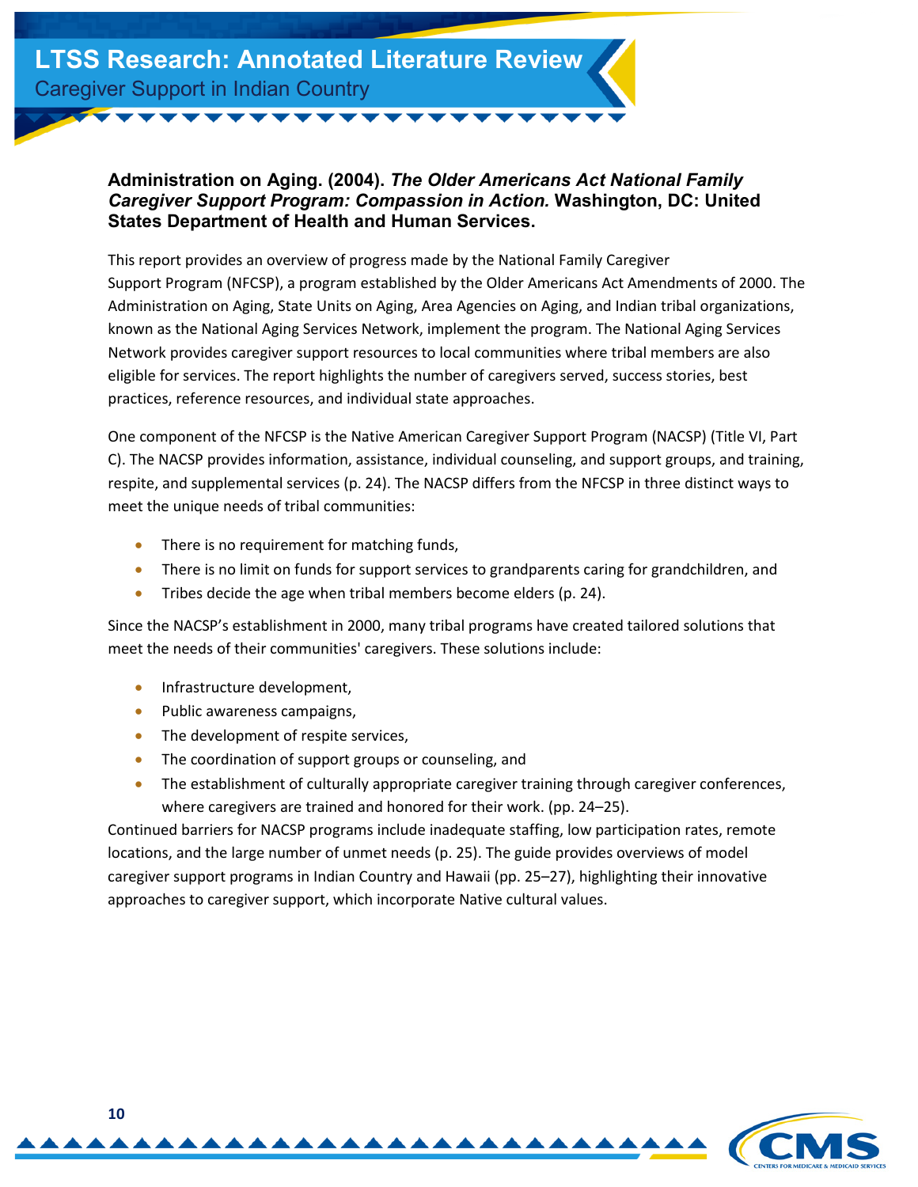**Administration on Aging. (2004). *The Older Americans Act National Family Caregiver Support Program: Compassion in Action.* Washington, DC: United States Department of Health and Human Services.**

This report provides an overview of progress made by the National Family Caregiver Support Program (NFCSP), a program established by the Older Americans Act Amendments of 2000. The Administration on Aging, State Units on Aging, Area Agencies on Aging, and Indian tribal organizations, known as the National Aging Services Network, implement the program. The National Aging Services Network provides caregiver support resources to local communities where tribal members are also eligible for services. The report highlights the number of caregivers served, success stories, best practices, reference resources, and individual state approaches.

One component of the NFCSP is the Native American Caregiver Support Program (NACSP) (Title VI, Part C). The NACSP provides information, assistance, individual counseling, and support groups, and training, respite, and supplemental services (p. 24). The NACSP differs from the NFCSP in three distinct ways to meet the unique needs of tribal communities:

- There is no requirement for matching funds,
- There is no limit on funds for support services to grandparents caring for grandchildren, and
- Tribes decide the age when tribal members become elders (p. 24).

Since the NACSP's establishment in 2000, many tribal programs have created tailored solutions that meet the needs of their communities' caregivers. These solutions include:

- Infrastructure development,
- Public awareness campaigns,
- The development of respite services,
- The coordination of support groups or counseling, and
- The establishment of culturally appropriate caregiver training through caregiver conferences, where caregivers are trained and honored for their work. (pp. 24–25).

Continued barriers for NACSP programs include inadequate staffing, low participation rates, remote locations, and the large number of unmet needs (p. 25). The guide provides overviews of model caregiver support programs in Indian Country and Hawaii (pp. 25–27), highlighting their innovative approaches to caregiver support, which incorporate Native cultural values.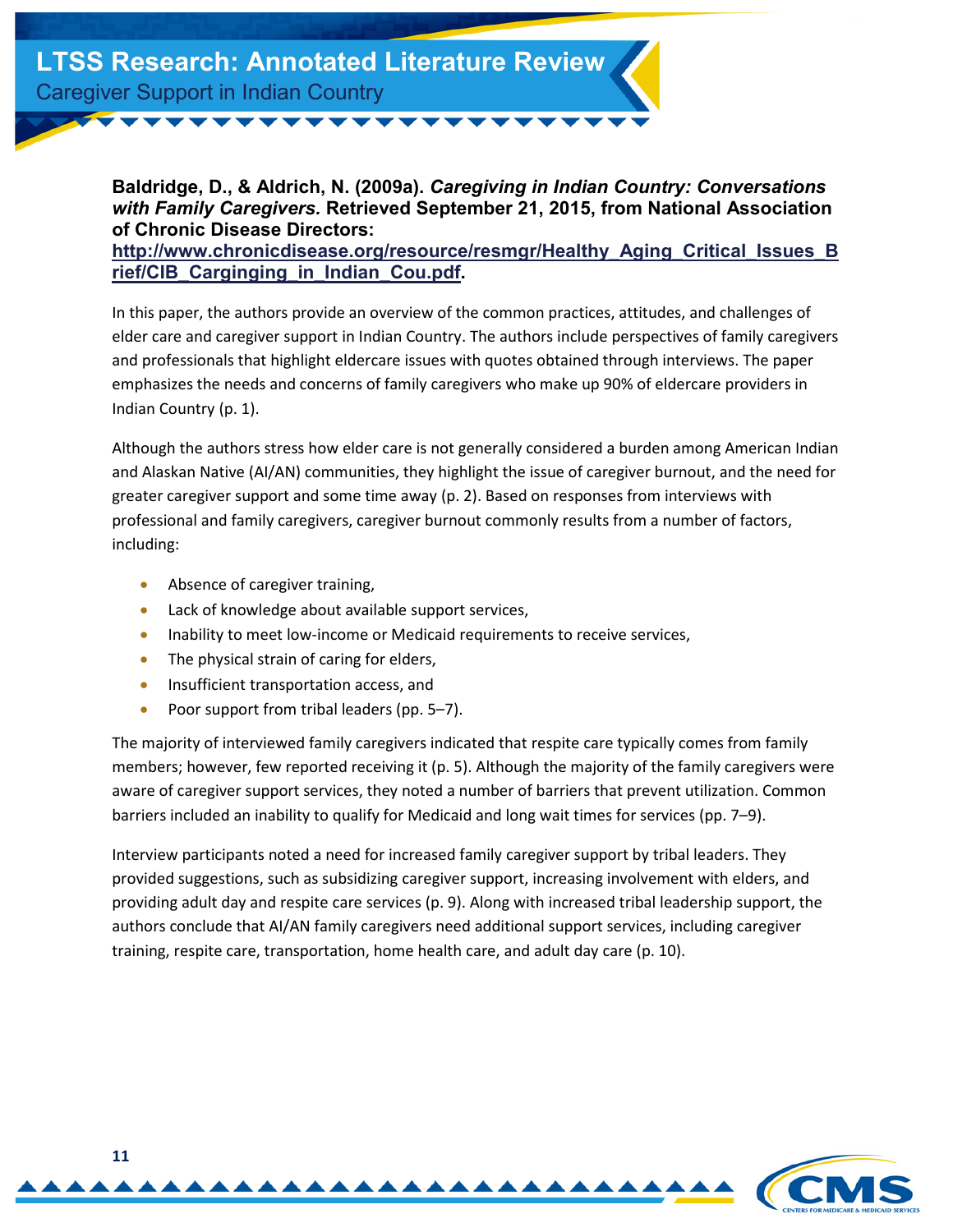**Baldridge, D., & Aldrich, N. (2009a).** ***Caregiving in Indian Country: Conversations with Family Caregivers.*** **Retrieved September 21, 2015, from National Association of Chronic Disease Directors: [http://www.chronicdisease.org/resource/resmgr/Healthy_Aging_Critical_Issues_Brief/CIB_Carginging_in_Indian_Cou.pdf](http://www.chronicdisease.org/resource/resmgr/Healthy_Aging_Critical_Issues_Brief/CIB_Carginging_in_Indian_Cou.pdf).**

In this paper, the authors provide an overview of the common practices, attitudes, and challenges of elder care and caregiver support in Indian Country. The authors include perspectives of family caregivers and professionals that highlight eldercare issues with quotes obtained through interviews. The paper emphasizes the needs and concerns of family caregivers who make up 90% of eldercare providers in Indian Country (p. 1).

Although the authors stress how elder care is not generally considered a burden among American Indian and Alaskan Native (AI/AN) communities, they highlight the issue of caregiver burnout, and the need for greater caregiver support and some time away (p. 2). Based on responses from interviews with professional and family caregivers, caregiver burnout commonly results from a number of factors, including:

- Absence of caregiver training,
- Lack of knowledge about available support services,
- Inability to meet low-income or Medicaid requirements to receive services,
- The physical strain of caring for elders,
- Insufficient transportation access, and
- Poor support from tribal leaders (pp. 5–7).

The majority of interviewed family caregivers indicated that respite care typically comes from family members; however, few reported receiving it (p. 5). Although the majority of the family caregivers were aware of caregiver support services, they noted a number of barriers that prevent utilization. Common barriers included an inability to qualify for Medicaid and long wait times for services (pp. 7–9).

Interview participants noted a need for increased family caregiver support by tribal leaders. They provided suggestions, such as subsidizing caregiver support, increasing involvement with elders, and providing adult day and respite care services (p. 9). Along with increased tribal leadership support, the authors conclude that AI/AN family caregivers need additional support services, including caregiver training, respite care, transportation, home health care, and adult day care (p. 10).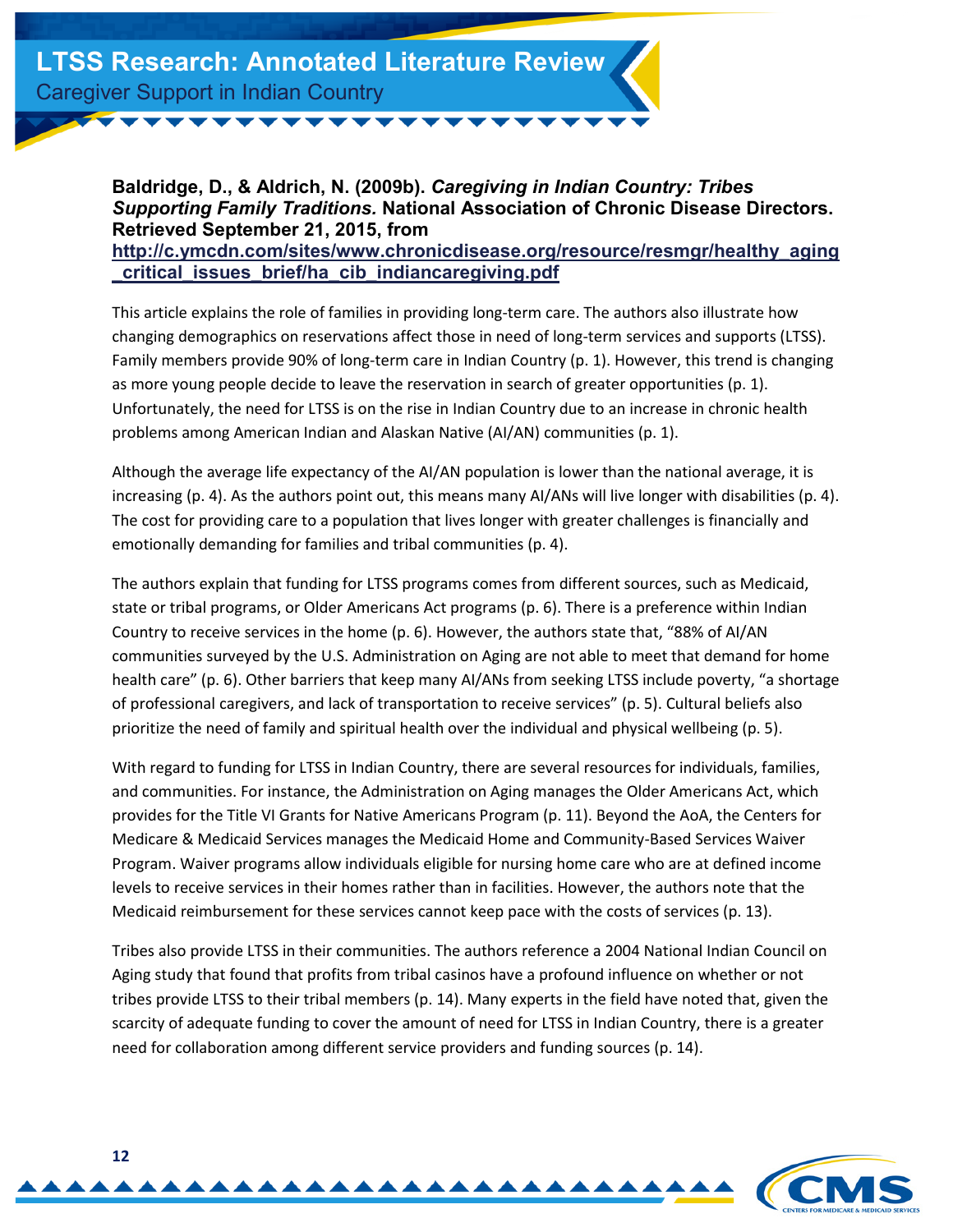**Baldridge, D., & Aldrich, N. (2009b). *Caregiving in Indian Country: Tribes Supporting Family Traditions.* National Association of Chronic Disease Directors. Retrieved September 21, 2015, from [http://c.ymcdn.com/sites/www.chronicdisease.org/resource/resmgr/healthy_aging_critical_issues_brief/ha_cib_indiancaregiving.pdf](http://c.ymcdn.com/sites/www.chronicdisease.org/resource/resmgr/healthy_aging_critical_issues_brief/ha_cib_indiancaregiving.pdf)**

This article explains the role of families in providing long-term care. The authors also illustrate how changing demographics on reservations affect those in need of long-term services and supports (LTSS). Family members provide 90% of long-term care in Indian Country (p. 1). However, this trend is changing as more young people decide to leave the reservation in search of greater opportunities (p. 1). Unfortunately, the need for LTSS is on the rise in Indian Country due to an increase in chronic health problems among American Indian and Alaskan Native (AI/AN) communities (p. 1).

Although the average life expectancy of the AI/AN population is lower than the national average, it is increasing (p. 4). As the authors point out, this means many AI/ANs will live longer with disabilities (p. 4). The cost for providing care to a population that lives longer with greater challenges is financially and emotionally demanding for families and tribal communities (p. 4).

The authors explain that funding for LTSS programs comes from different sources, such as Medicaid, state or tribal programs, or Older Americans Act programs (p. 6). There is a preference within Indian Country to receive services in the home (p. 6). However, the authors state that, "88% of AI/AN communities surveyed by the U.S. Administration on Aging are not able to meet that demand for home health care" (p. 6). Other barriers that keep many AI/ANs from seeking LTSS include poverty, "a shortage of professional caregivers, and lack of transportation to receive services" (p. 5). Cultural beliefs also prioritize the need of family and spiritual health over the individual and physical wellbeing (p. 5).

With regard to funding for LTSS in Indian Country, there are several resources for individuals, families, and communities. For instance, the Administration on Aging manages the Older Americans Act, which provides for the Title VI Grants for Native Americans Program (p. 11). Beyond the AoA, the Centers for Medicare & Medicaid Services manages the Medicaid Home and Community-Based Services Waiver Program. Waiver programs allow individuals eligible for nursing home care who are at defined income levels to receive services in their homes rather than in facilities. However, the authors note that the Medicaid reimbursement for these services cannot keep pace with the costs of services (p. 13).

Tribes also provide LTSS in their communities. The authors reference a 2004 National Indian Council on Aging study that found that profits from tribal casinos have a profound influence on whether or not tribes provide LTSS to their tribal members (p. 14). Many experts in the field have noted that, given the scarcity of adequate funding to cover the amount of need for LTSS in Indian Country, there is a greater need for collaboration among different service providers and funding sources (p. 14).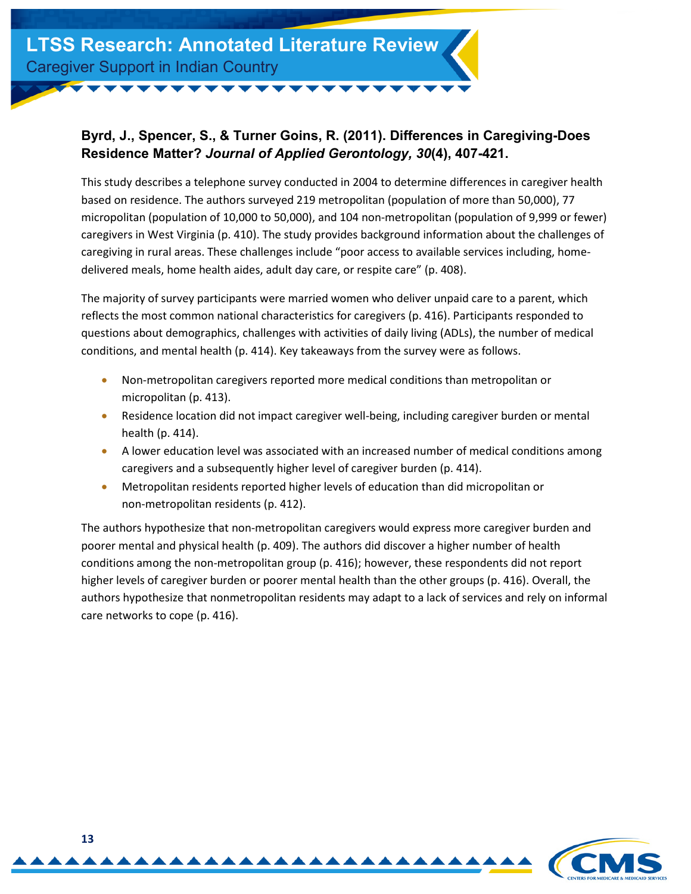**Byrd, J., Spencer, S., & Turner Goins, R. (2011). Differences in Caregiving-Does Residence Matter?** ***Journal of Applied Gerontology, 30*****(4), 407-421.**

This study describes a telephone survey conducted in 2004 to determine differences in caregiver health based on residence. The authors surveyed 219 metropolitan (population of more than 50,000), 77 micropolitan (population of 10,000 to 50,000), and 104 non-metropolitan (population of 9,999 or fewer) caregivers in West Virginia (p. 410). The study provides background information about the challenges of caregiving in rural areas. These challenges include "poor access to available services including, home-delivered meals, home health aides, adult day care, or respite care" (p. 408).

The majority of survey participants were married women who deliver unpaid care to a parent, which reflects the most common national characteristics for caregivers (p. 416). Participants responded to questions about demographics, challenges with activities of daily living (ADLs), the number of medical conditions, and mental health (p. 414). Key takeaways from the survey were as follows.

- Non-metropolitan caregivers reported more medical conditions than metropolitan or micropolitan (p. 413).
- Residence location did not impact caregiver well-being, including caregiver burden or mental health (p. 414).
- A lower education level was associated with an increased number of medical conditions among caregivers and a subsequently higher level of caregiver burden (p. 414).
- Metropolitan residents reported higher levels of education than did micropolitan or non-metropolitan residents (p. 412).

The authors hypothesize that non-metropolitan caregivers would express more caregiver burden and poorer mental and physical health (p. 409). The authors did discover a higher number of health conditions among the non-metropolitan group (p. 416); however, these respondents did not report higher levels of caregiver burden or poorer mental health than the other groups (p. 416). Overall, the authors hypothesize that nonmetropolitan residents may adapt to a lack of services and rely on informal care networks to cope (p. 416).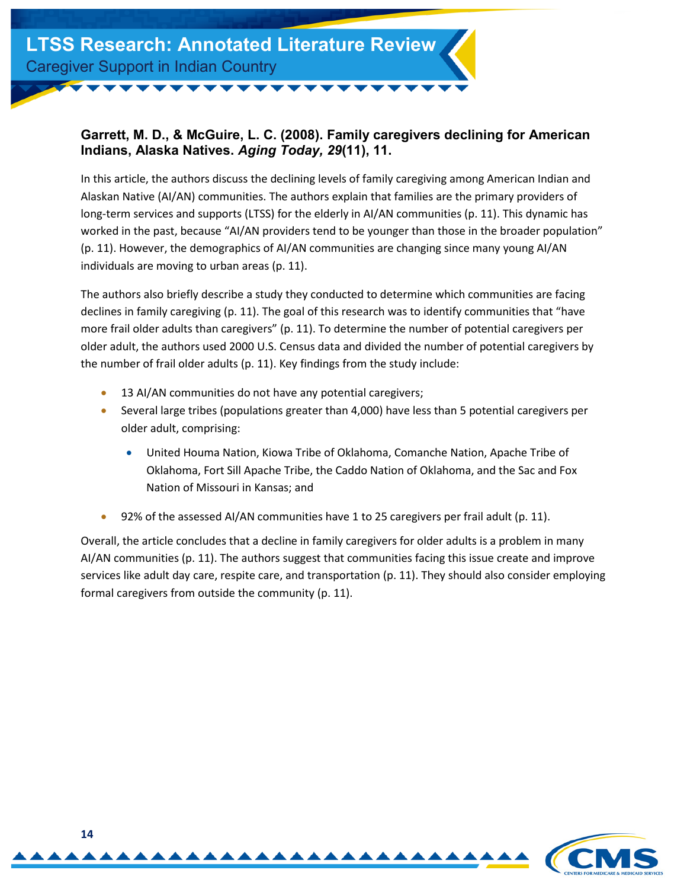### Garrett, M. D., & McGuire, L. C. (2008). Family caregivers declining for American Indians, Alaska Natives. *Aging Today, 29*(11), 11.

In this article, the authors discuss the declining levels of family caregiving among American Indian and Alaskan Native (AI/AN) communities. The authors explain that families are the primary providers of long-term services and supports (LTSS) for the elderly in AI/AN communities (p. 11). This dynamic has worked in the past, because "AI/AN providers tend to be younger than those in the broader population" (p. 11). However, the demographics of AI/AN communities are changing since many young AI/AN individuals are moving to urban areas (p. 11).

The authors also briefly describe a study they conducted to determine which communities are facing declines in family caregiving (p. 11). The goal of this research was to identify communities that "have more frail older adults than caregivers" (p. 11). To determine the number of potential caregivers per older adult, the authors used 2000 U.S. Census data and divided the number of potential caregivers by the number of frail older adults (p. 11). Key findings from the study include:

- 13 AI/AN communities do not have any potential caregivers;
- Several large tribes (populations greater than 4,000) have less than 5 potential caregivers per older adult, comprising:
  - United Houma Nation, Kiowa Tribe of Oklahoma, Comanche Nation, Apache Tribe of Oklahoma, Fort Sill Apache Tribe, the Caddo Nation of Oklahoma, and the Sac and Fox Nation of Missouri in Kansas; and
- 92% of the assessed AI/AN communities have 1 to 25 caregivers per frail adult (p. 11).

Overall, the article concludes that a decline in family caregivers for older adults is a problem in many AI/AN communities (p. 11). The authors suggest that communities facing this issue create and improve services like adult day care, respite care, and transportation (p. 11). They should also consider employing formal caregivers from outside the community (p. 11).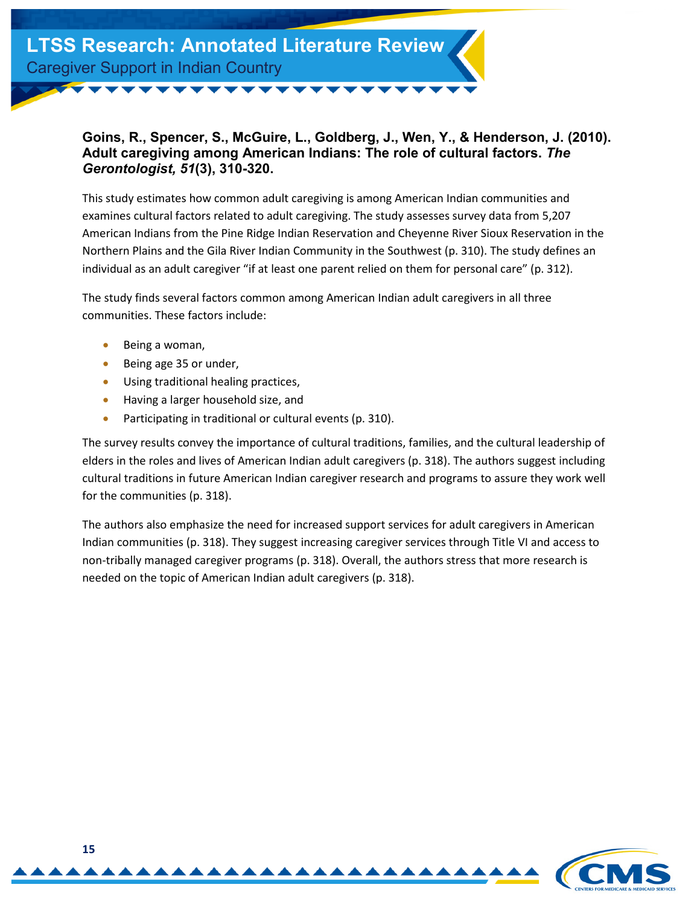### Goins, R., Spencer, S., McGuire, L., Goldberg, J., Wen, Y., & Henderson, J. (2010). Adult caregiving among American Indians: The role of cultural factors. *The Gerontologist, 51*(3), 310-320.

This study estimates how common adult caregiving is among American Indian communities and examines cultural factors related to adult caregiving. The study assesses survey data from 5,207 American Indians from the Pine Ridge Indian Reservation and Cheyenne River Sioux Reservation in the Northern Plains and the Gila River Indian Community in the Southwest (p. 310). The study defines an individual as an adult caregiver "if at least one parent relied on them for personal care" (p. 312).

The study finds several factors common among American Indian adult caregivers in all three communities. These factors include:

- Being a woman,
- Being age 35 or under,
- Using traditional healing practices,
- Having a larger household size, and
- Participating in traditional or cultural events (p. 310).

The survey results convey the importance of cultural traditions, families, and the cultural leadership of elders in the roles and lives of American Indian adult caregivers (p. 318). The authors suggest including cultural traditions in future American Indian caregiver research and programs to assure they work well for the communities (p. 318).

The authors also emphasize the need for increased support services for adult caregivers in American Indian communities (p. 318). They suggest increasing caregiver services through Title VI and access to non-tribally managed caregiver programs (p. 318). Overall, the authors stress that more research is needed on the topic of American Indian adult caregivers (p. 318).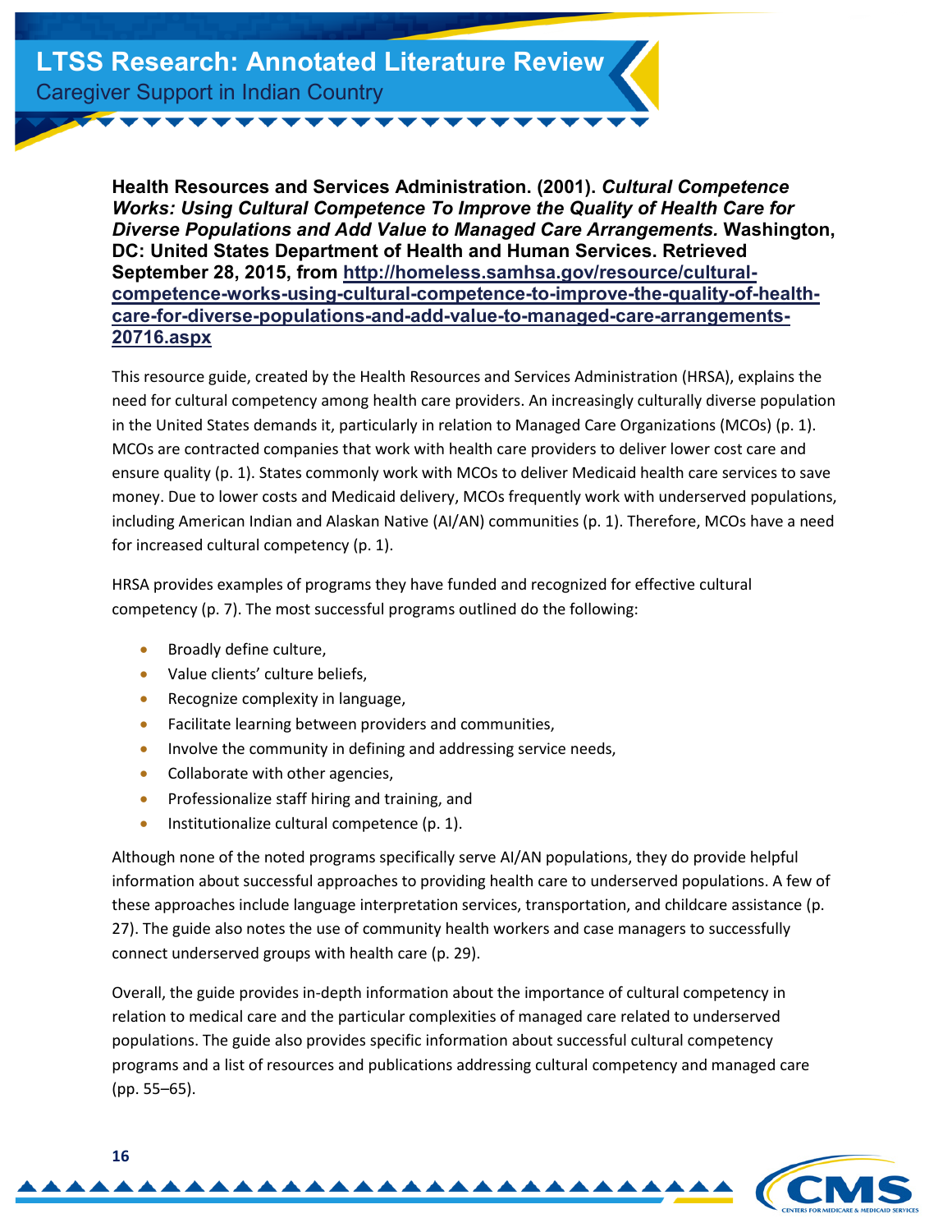**Health Resources and Services Administration. (2001).** ***Cultural Competence Works: Using Cultural Competence To Improve the Quality of Health Care for Diverse Populations and Add Value to Managed Care Arrangements.*** **Washington, DC: United States Department of Health and Human Services. Retrieved September 28, 2015, from [http://homeless.samhsa.gov/resource/cultural-competence-works-using-cultural-competence-to-improve-the-quality-of-health-care-for-diverse-populations-and-add-value-to-managed-care-arrangements-20716.aspx](http://homeless.samhsa.gov/resource/cultural-competence-works-using-cultural-competence-to-improve-the-quality-of-health-care-for-diverse-populations-and-add-value-to-managed-care-arrangements-20716.aspx)**

This resource guide, created by the Health Resources and Services Administration (HRSA), explains the need for cultural competency among health care providers. An increasingly culturally diverse population in the United States demands it, particularly in relation to Managed Care Organizations (MCOs) (p. 1). MCOs are contracted companies that work with health care providers to deliver lower cost care and ensure quality (p. 1). States commonly work with MCOs to deliver Medicaid health care services to save money. Due to lower costs and Medicaid delivery, MCOs frequently work with underserved populations, including American Indian and Alaskan Native (AI/AN) communities (p. 1). Therefore, MCOs have a need for increased cultural competency (p. 1).

HRSA provides examples of programs they have funded and recognized for effective cultural competency (p. 7). The most successful programs outlined do the following:

- Broadly define culture,
- Value clients' culture beliefs,
- Recognize complexity in language,
- Facilitate learning between providers and communities,
- Involve the community in defining and addressing service needs,
- Collaborate with other agencies,
- Professionalize staff hiring and training, and
- Institutionalize cultural competence (p. 1).

Although none of the noted programs specifically serve AI/AN populations, they do provide helpful information about successful approaches to providing health care to underserved populations. A few of these approaches include language interpretation services, transportation, and childcare assistance (p. 27). The guide also notes the use of community health workers and case managers to successfully connect underserved groups with health care (p. 29).

Overall, the guide provides in-depth information about the importance of cultural competency in relation to medical care and the particular complexities of managed care related to underserved populations. The guide also provides specific information about successful cultural competency programs and a list of resources and publications addressing cultural competency and managed care (pp. 55–65).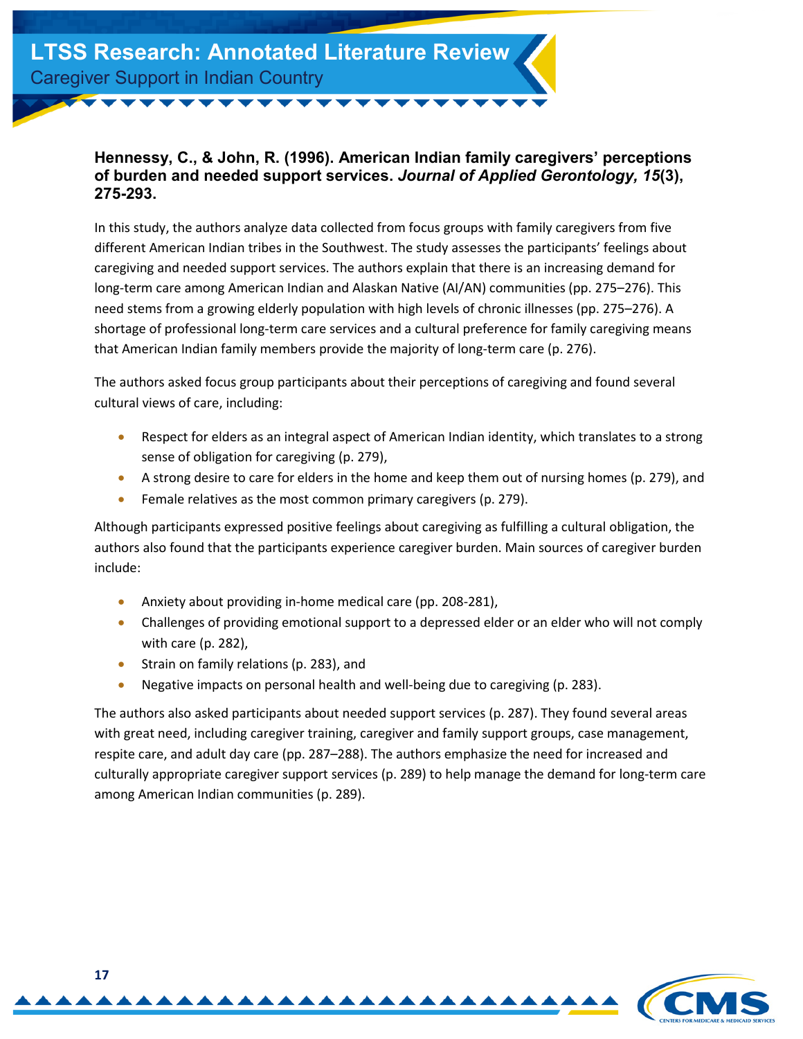**Hennessy, C., & John, R. (1996). American Indian family caregivers' perceptions of burden and needed support services. *Journal of Applied Gerontology, 15*(3), 275-293.**

In this study, the authors analyze data collected from focus groups with family caregivers from five different American Indian tribes in the Southwest. The study assesses the participants' feelings about caregiving and needed support services. The authors explain that there is an increasing demand for long-term care among American Indian and Alaskan Native (AI/AN) communities (pp. 275–276). This need stems from a growing elderly population with high levels of chronic illnesses (pp. 275–276). A shortage of professional long-term care services and a cultural preference for family caregiving means that American Indian family members provide the majority of long-term care (p. 276).

The authors asked focus group participants about their perceptions of caregiving and found several cultural views of care, including:

- Respect for elders as an integral aspect of American Indian identity, which translates to a strong sense of obligation for caregiving (p. 279),
- A strong desire to care for elders in the home and keep them out of nursing homes (p. 279), and
- Female relatives as the most common primary caregivers (p. 279).

Although participants expressed positive feelings about caregiving as fulfilling a cultural obligation, the authors also found that the participants experience caregiver burden. Main sources of caregiver burden include:

- Anxiety about providing in-home medical care (pp. 208-281),
- Challenges of providing emotional support to a depressed elder or an elder who will not comply with care (p. 282),
- Strain on family relations (p. 283), and
- Negative impacts on personal health and well-being due to caregiving (p. 283).

The authors also asked participants about needed support services (p. 287). They found several areas with great need, including caregiver training, caregiver and family support groups, case management, respite care, and adult day care (pp. 287–288). The authors emphasize the need for increased and culturally appropriate caregiver support services (p. 289) to help manage the demand for long-term care among American Indian communities (p. 289).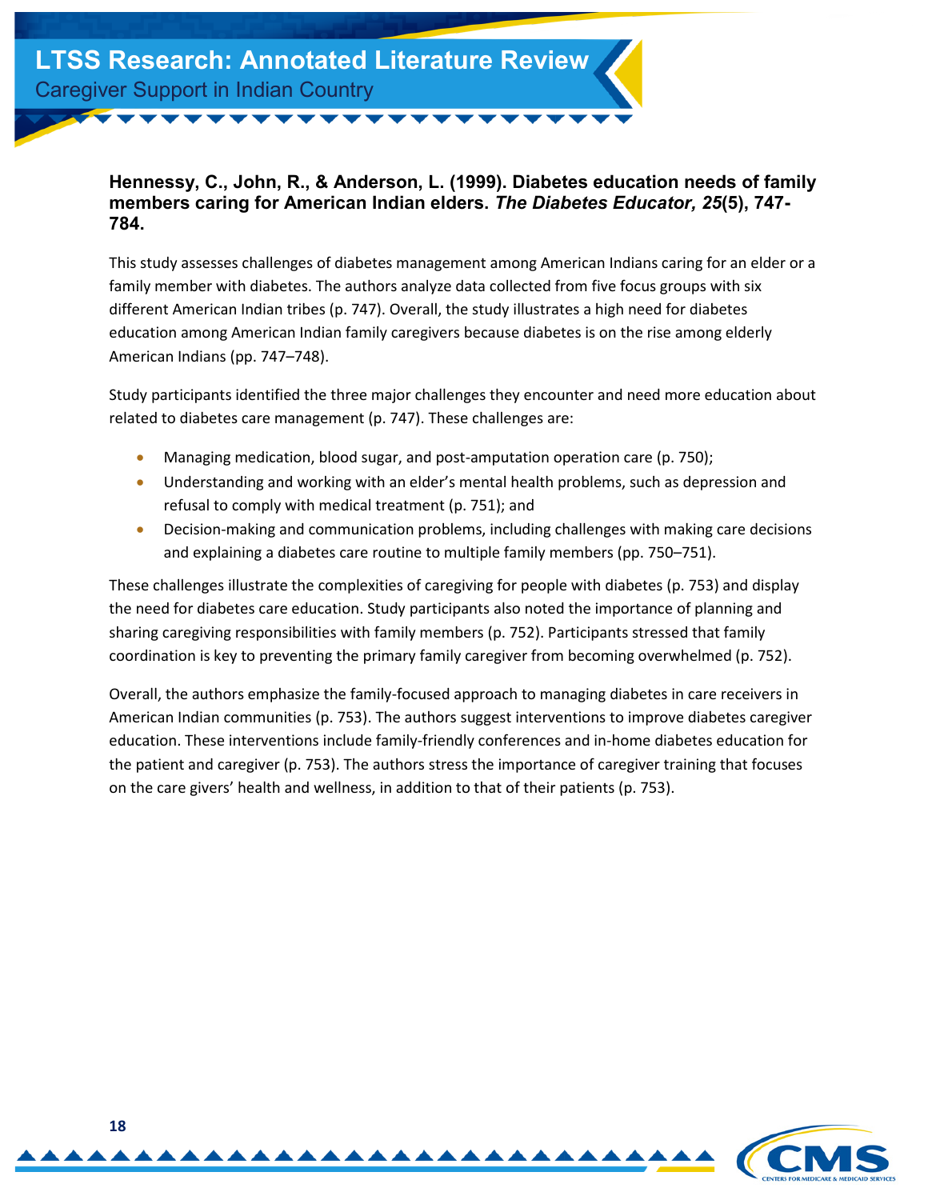**Hennessy, C., John, R., & Anderson, L. (1999). Diabetes education needs of family members caring for American Indian elders. *The Diabetes Educator, 25*(5), 747-784.**

This study assesses challenges of diabetes management among American Indians caring for an elder or a family member with diabetes. The authors analyze data collected from five focus groups with six different American Indian tribes (p. 747). Overall, the study illustrates a high need for diabetes education among American Indian family caregivers because diabetes is on the rise among elderly American Indians (pp. 747–748).

Study participants identified the three major challenges they encounter and need more education about related to diabetes care management (p. 747). These challenges are:

- Managing medication, blood sugar, and post-amputation operation care (p. 750);
- Understanding and working with an elder's mental health problems, such as depression and refusal to comply with medical treatment (p. 751); and
- Decision-making and communication problems, including challenges with making care decisions and explaining a diabetes care routine to multiple family members (pp. 750–751).

These challenges illustrate the complexities of caregiving for people with diabetes (p. 753) and display the need for diabetes care education. Study participants also noted the importance of planning and sharing caregiving responsibilities with family members (p. 752). Participants stressed that family coordination is key to preventing the primary family caregiver from becoming overwhelmed (p. 752).

Overall, the authors emphasize the family-focused approach to managing diabetes in care receivers in American Indian communities (p. 753). The authors suggest interventions to improve diabetes caregiver education. These interventions include family-friendly conferences and in-home diabetes education for the patient and caregiver (p. 753). The authors stress the importance of caregiver training that focuses on the care givers' health and wellness, in addition to that of their patients (p. 753).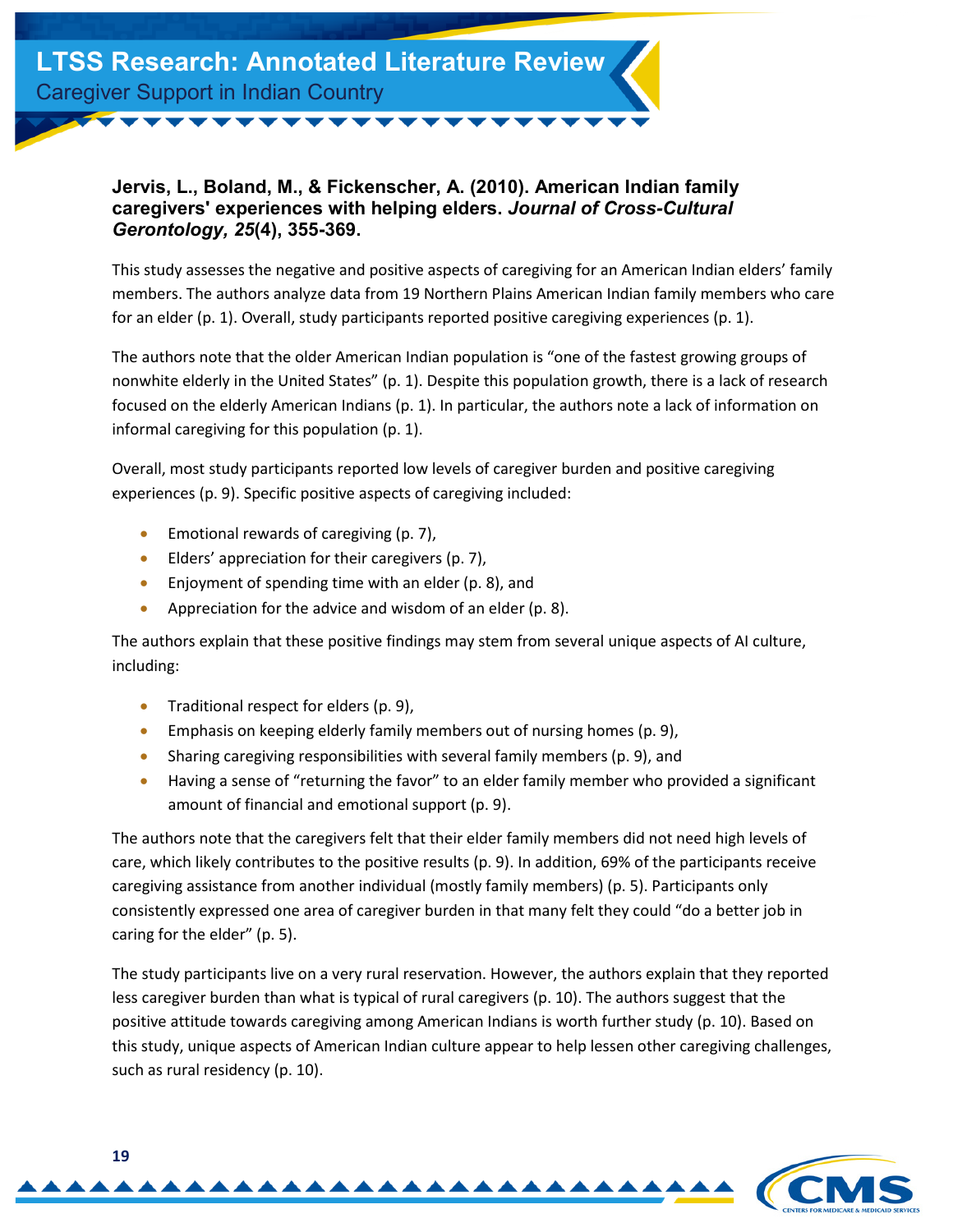**Jervis, L., Boland, M., & Fickenscher, A. (2010). American Indian family caregivers' experiences with helping elders. *Journal of Cross-Cultural Gerontology, 25*(4), 355-369.**

This study assesses the negative and positive aspects of caregiving for an American Indian elders' family members. The authors analyze data from 19 Northern Plains American Indian family members who care for an elder (p. 1). Overall, study participants reported positive caregiving experiences (p. 1).

The authors note that the older American Indian population is "one of the fastest growing groups of nonwhite elderly in the United States" (p. 1). Despite this population growth, there is a lack of research focused on the elderly American Indians (p. 1). In particular, the authors note a lack of information on informal caregiving for this population (p. 1).

Overall, most study participants reported low levels of caregiver burden and positive caregiving experiences (p. 9). Specific positive aspects of caregiving included:

- Emotional rewards of caregiving (p. 7),
- Elders' appreciation for their caregivers (p. 7),
- Enjoyment of spending time with an elder (p. 8), and
- Appreciation for the advice and wisdom of an elder (p. 8).

The authors explain that these positive findings may stem from several unique aspects of AI culture, including:

- Traditional respect for elders (p. 9),
- Emphasis on keeping elderly family members out of nursing homes (p. 9),
- Sharing caregiving responsibilities with several family members (p. 9), and
- Having a sense of "returning the favor" to an elder family member who provided a significant amount of financial and emotional support (p. 9).

The authors note that the caregivers felt that their elder family members did not need high levels of care, which likely contributes to the positive results (p. 9). In addition, 69% of the participants receive caregiving assistance from another individual (mostly family members) (p. 5). Participants only consistently expressed one area of caregiver burden in that many felt they could "do a better job in caring for the elder" (p. 5).

The study participants live on a very rural reservation. However, the authors explain that they reported less caregiver burden than what is typical of rural caregivers (p. 10). The authors suggest that the positive attitude towards caregiving among American Indians is worth further study (p. 10). Based on this study, unique aspects of American Indian culture appear to help lessen other caregiving challenges, such as rural residency (p. 10).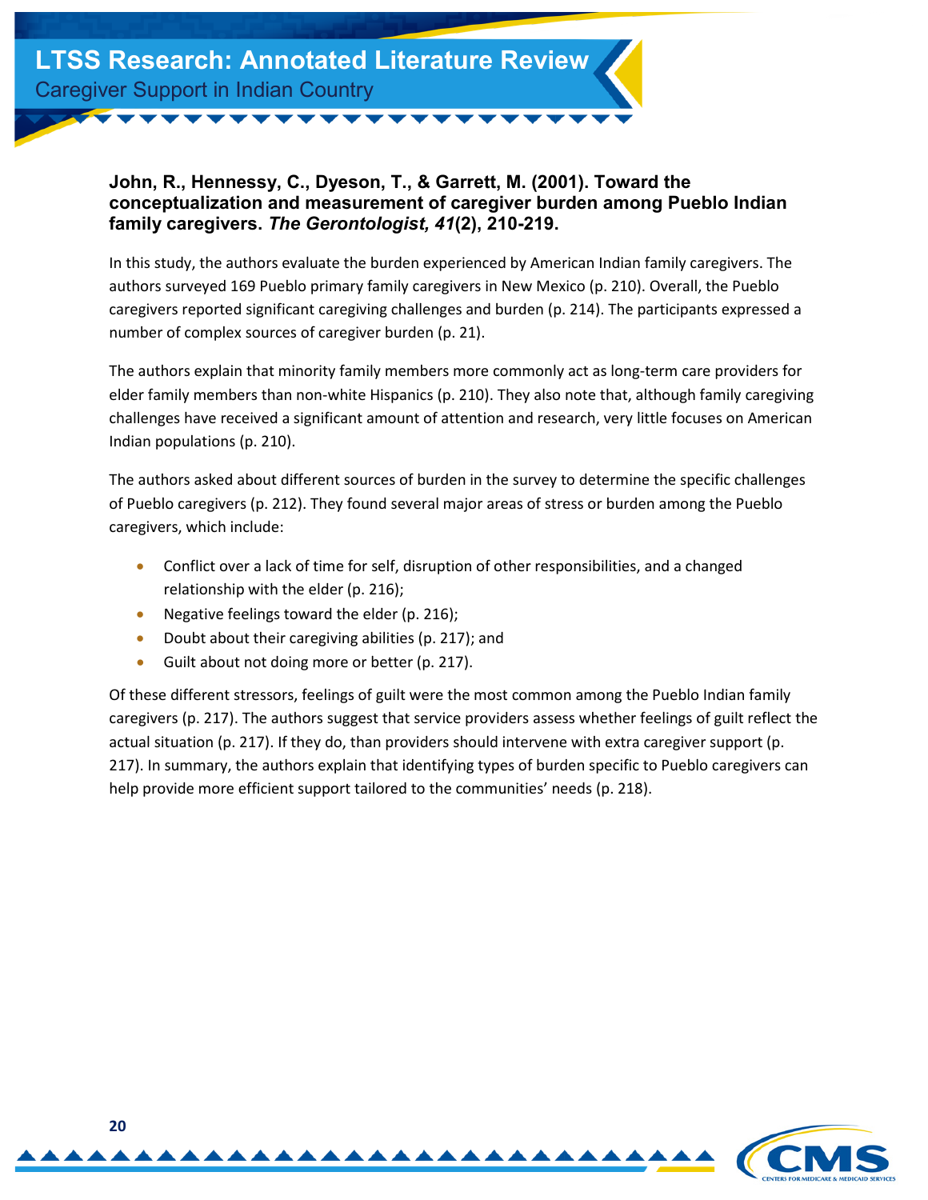**John, R., Hennessy, C., Dyeson, T., & Garrett, M. (2001). Toward the conceptualization and measurement of caregiver burden among Pueblo Indian family caregivers. *The Gerontologist, 41*(2), 210-219.**

In this study, the authors evaluate the burden experienced by American Indian family caregivers. The authors surveyed 169 Pueblo primary family caregivers in New Mexico (p. 210). Overall, the Pueblo caregivers reported significant caregiving challenges and burden (p. 214). The participants expressed a number of complex sources of caregiver burden (p. 21).

The authors explain that minority family members more commonly act as long-term care providers for elder family members than non-white Hispanics (p. 210). They also note that, although family caregiving challenges have received a significant amount of attention and research, very little focuses on American Indian populations (p. 210).

The authors asked about different sources of burden in the survey to determine the specific challenges of Pueblo caregivers (p. 212). They found several major areas of stress or burden among the Pueblo caregivers, which include:

- Conflict over a lack of time for self, disruption of other responsibilities, and a changed relationship with the elder (p. 216);
- Negative feelings toward the elder (p. 216);
- Doubt about their caregiving abilities (p. 217); and
- Guilt about not doing more or better (p. 217).

Of these different stressors, feelings of guilt were the most common among the Pueblo Indian family caregivers (p. 217). The authors suggest that service providers assess whether feelings of guilt reflect the actual situation (p. 217). If they do, than providers should intervene with extra caregiver support (p. 217). In summary, the authors explain that identifying types of burden specific to Pueblo caregivers can help provide more efficient support tailored to the communities' needs (p. 218).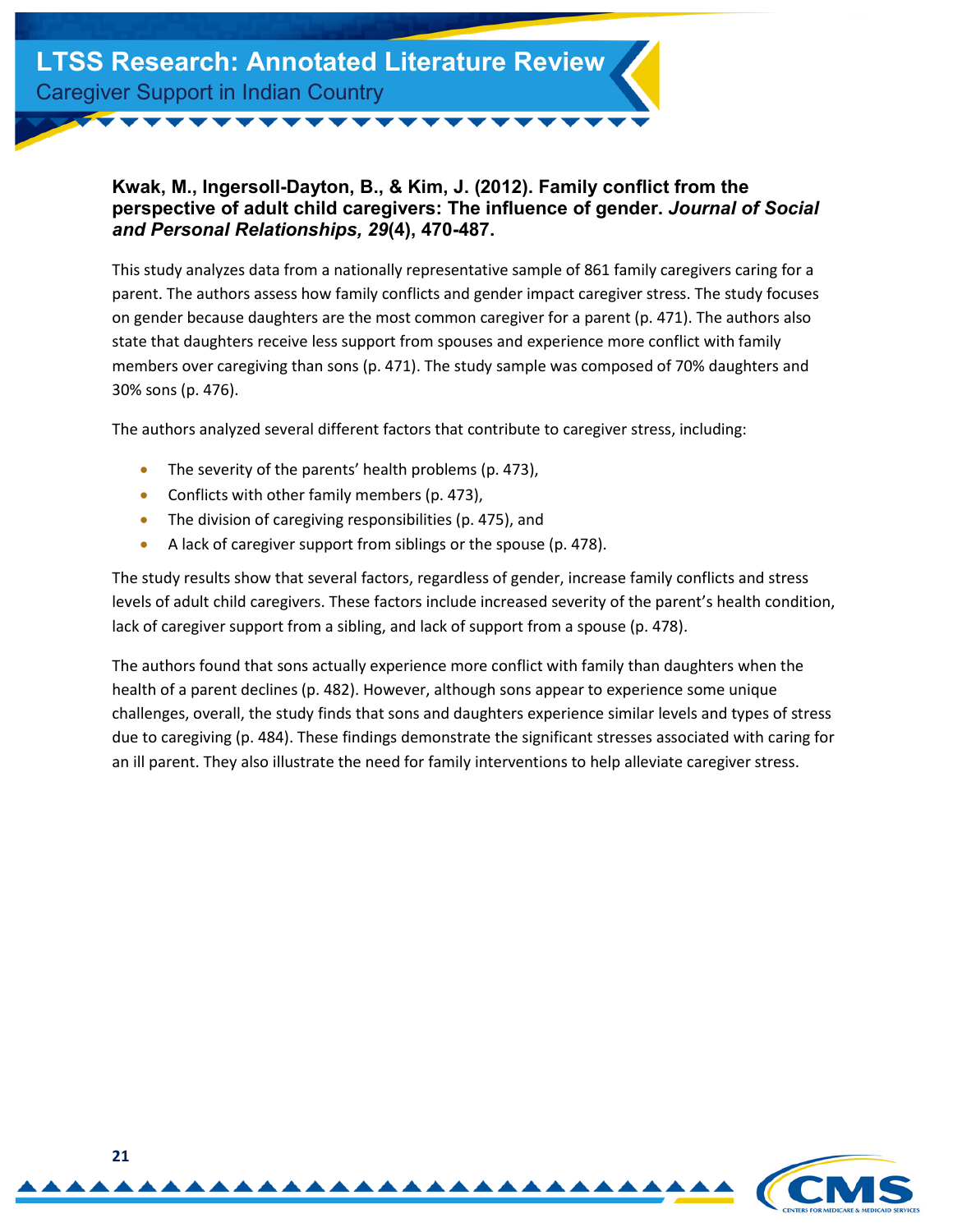### Kwak, M., Ingersoll-Dayton, B., & Kim, J. (2012). Family conflict from the perspective of adult child caregivers: The influence of gender. *Journal of Social and Personal Relationships, 29*(4), 470-487.

This study analyzes data from a nationally representative sample of 861 family caregivers caring for a parent. The authors assess how family conflicts and gender impact caregiver stress. The study focuses on gender because daughters are the most common caregiver for a parent (p. 471). The authors also state that daughters receive less support from spouses and experience more conflict with family members over caregiving than sons (p. 471). The study sample was composed of 70% daughters and 30% sons (p. 476).

The authors analyzed several different factors that contribute to caregiver stress, including:

- The severity of the parents' health problems (p. 473),
- Conflicts with other family members (p. 473),
- The division of caregiving responsibilities (p. 475), and
- A lack of caregiver support from siblings or the spouse (p. 478).

The study results show that several factors, regardless of gender, increase family conflicts and stress levels of adult child caregivers. These factors include increased severity of the parent's health condition, lack of caregiver support from a sibling, and lack of support from a spouse (p. 478).

The authors found that sons actually experience more conflict with family than daughters when the health of a parent declines (p. 482). However, although sons appear to experience some unique challenges, overall, the study finds that sons and daughters experience similar levels and types of stress due to caregiving (p. 484). These findings demonstrate the significant stresses associated with caring for an ill parent. They also illustrate the need for family interventions to help alleviate caregiver stress.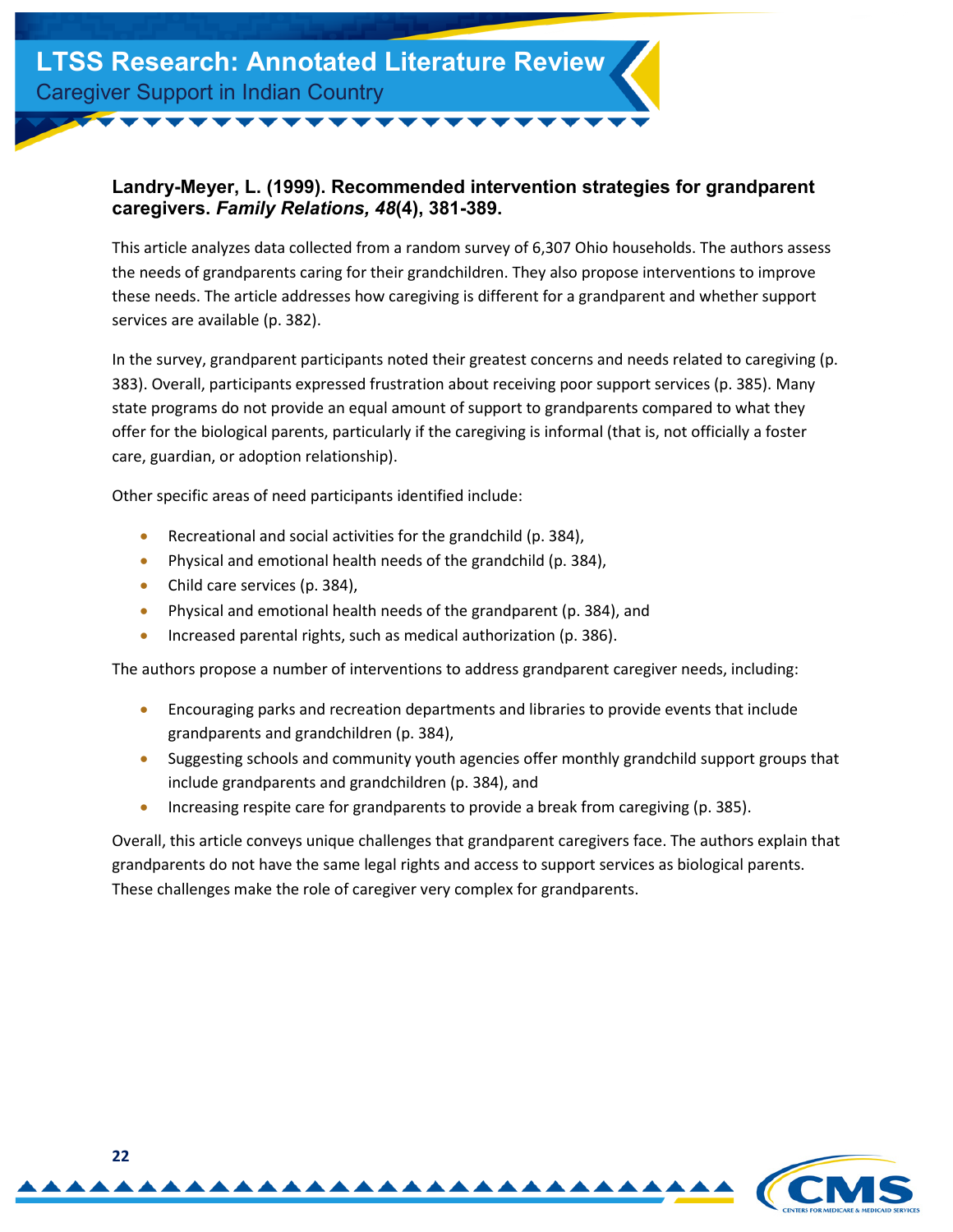**Landry-Meyer, L. (1999). Recommended intervention strategies for grandparent caregivers. *Family Relations, 48*(4), 381-389.**

This article analyzes data collected from a random survey of 6,307 Ohio households. The authors assess the needs of grandparents caring for their grandchildren. They also propose interventions to improve these needs. The article addresses how caregiving is different for a grandparent and whether support services are available (p. 382).

In the survey, grandparent participants noted their greatest concerns and needs related to caregiving (p. 383). Overall, participants expressed frustration about receiving poor support services (p. 385). Many state programs do not provide an equal amount of support to grandparents compared to what they offer for the biological parents, particularly if the caregiving is informal (that is, not officially a foster care, guardian, or adoption relationship).

Other specific areas of need participants identified include:

- Recreational and social activities for the grandchild (p. 384),
- Physical and emotional health needs of the grandchild (p. 384),
- Child care services (p. 384),
- Physical and emotional health needs of the grandparent (p. 384), and
- Increased parental rights, such as medical authorization (p. 386).

The authors propose a number of interventions to address grandparent caregiver needs, including:

- Encouraging parks and recreation departments and libraries to provide events that include grandparents and grandchildren (p. 384),
- Suggesting schools and community youth agencies offer monthly grandchild support groups that include grandparents and grandchildren (p. 384), and
- Increasing respite care for grandparents to provide a break from caregiving (p. 385).

Overall, this article conveys unique challenges that grandparent caregivers face. The authors explain that grandparents do not have the same legal rights and access to support services as biological parents. These challenges make the role of caregiver very complex for grandparents.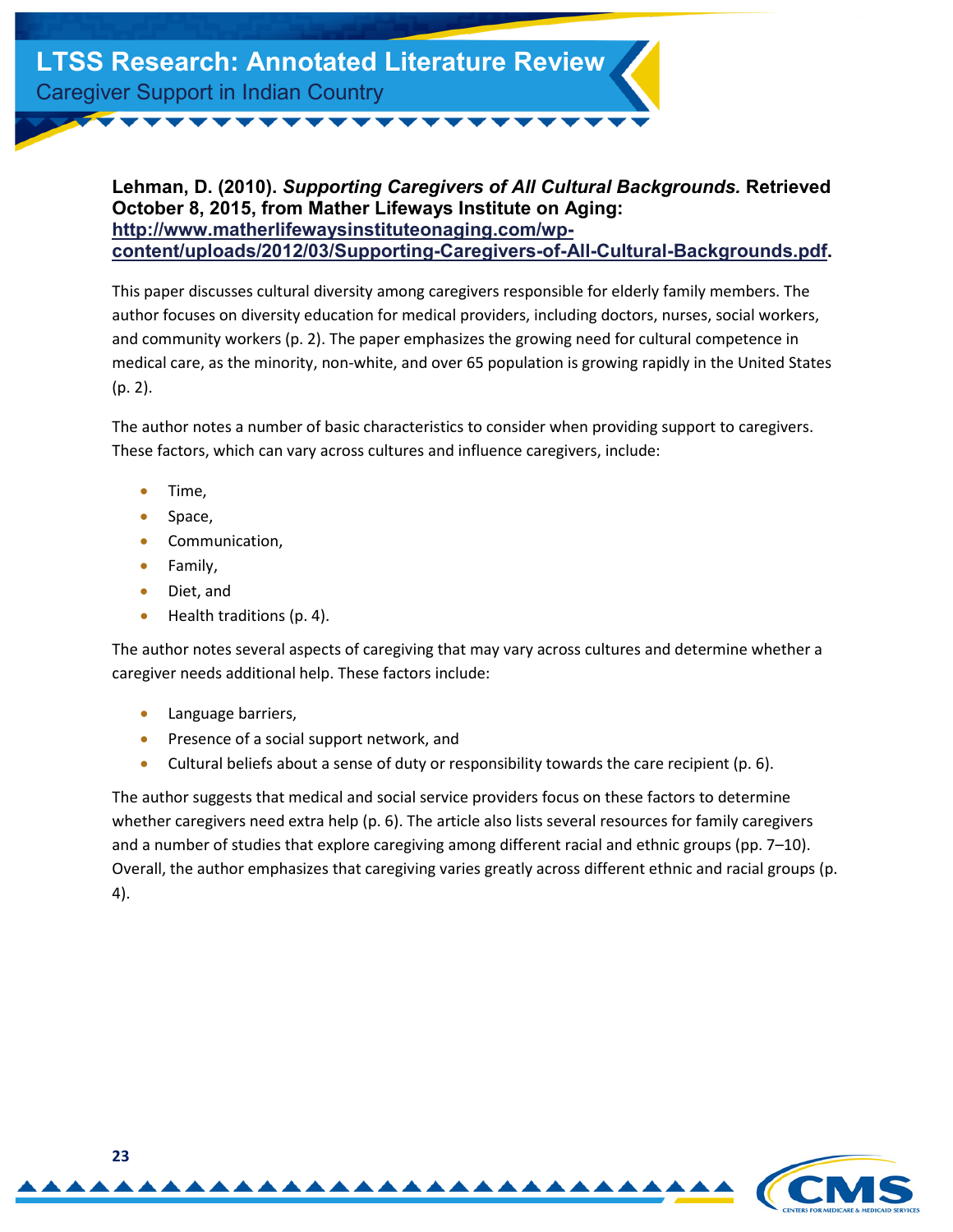**Lehman, D. (2010). *Supporting Caregivers of All Cultural Backgrounds.* Retrieved October 8, 2015, from Mather Lifeways Institute on Aging: [http://www.matherlifewaysinstituteonaging.com/wp-content/uploads/2012/03/Supporting-Caregivers-of-All-Cultural-Backgrounds.pdf](http://www.matherlifewaysinstituteonaging.com/wp-content/uploads/2012/03/Supporting-Caregivers-of-All-Cultural-Backgrounds.pdf).**

This paper discusses cultural diversity among caregivers responsible for elderly family members. The author focuses on diversity education for medical providers, including doctors, nurses, social workers, and community workers (p. 2). The paper emphasizes the growing need for cultural competence in medical care, as the minority, non-white, and over 65 population is growing rapidly in the United States (p. 2).

The author notes a number of basic characteristics to consider when providing support to caregivers. These factors, which can vary across cultures and influence caregivers, include:

- Time,
- Space,
- Communication,
- Family,
- Diet, and
- Health traditions (p. 4).

The author notes several aspects of caregiving that may vary across cultures and determine whether a caregiver needs additional help. These factors include:

- Language barriers,
- Presence of a social support network, and
- Cultural beliefs about a sense of duty or responsibility towards the care recipient (p. 6).

The author suggests that medical and social service providers focus on these factors to determine whether caregivers need extra help (p. 6). The article also lists several resources for family caregivers and a number of studies that explore caregiving among different racial and ethnic groups (pp. 7–10). Overall, the author emphasizes that caregiving varies greatly across different ethnic and racial groups (p. 4).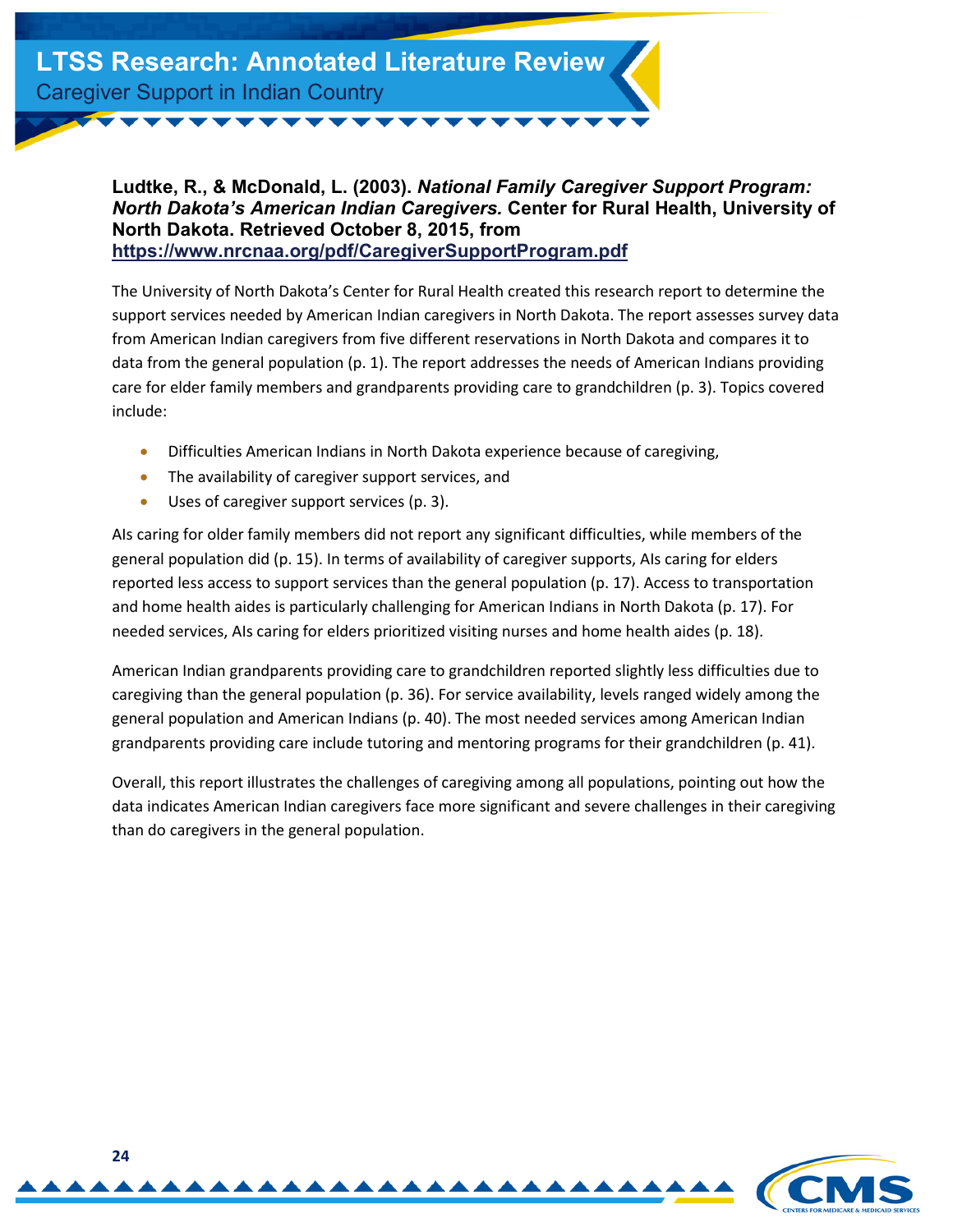**Ludtke, R., & McDonald, L. (2003).** ***National Family Caregiver Support Program: North Dakota's American Indian Caregivers.*** **Center for Rural Health, University of North Dakota. Retrieved October 8, 2015, from** **https://www.nrcnaa.org/pdf/CaregiverSupportProgram.pdf**

The University of North Dakota's Center for Rural Health created this research report to determine the support services needed by American Indian caregivers in North Dakota. The report assesses survey data from American Indian caregivers from five different reservations in North Dakota and compares it to data from the general population (p. 1). The report addresses the needs of American Indians providing care for elder family members and grandparents providing care to grandchildren (p. 3). Topics covered include:

- Difficulties American Indians in North Dakota experience because of caregiving,
- The availability of caregiver support services, and
- Uses of caregiver support services (p. 3).

AIs caring for older family members did not report any significant difficulties, while members of the general population did (p. 15). In terms of availability of caregiver supports, AIs caring for elders reported less access to support services than the general population (p. 17). Access to transportation and home health aides is particularly challenging for American Indians in North Dakota (p. 17). For needed services, AIs caring for elders prioritized visiting nurses and home health aides (p. 18).

American Indian grandparents providing care to grandchildren reported slightly less difficulties due to caregiving than the general population (p. 36). For service availability, levels ranged widely among the general population and American Indians (p. 40). The most needed services among American Indian grandparents providing care include tutoring and mentoring programs for their grandchildren (p. 41).

Overall, this report illustrates the challenges of caregiving among all populations, pointing out how the data indicates American Indian caregivers face more significant and severe challenges in their caregiving than do caregivers in the general population.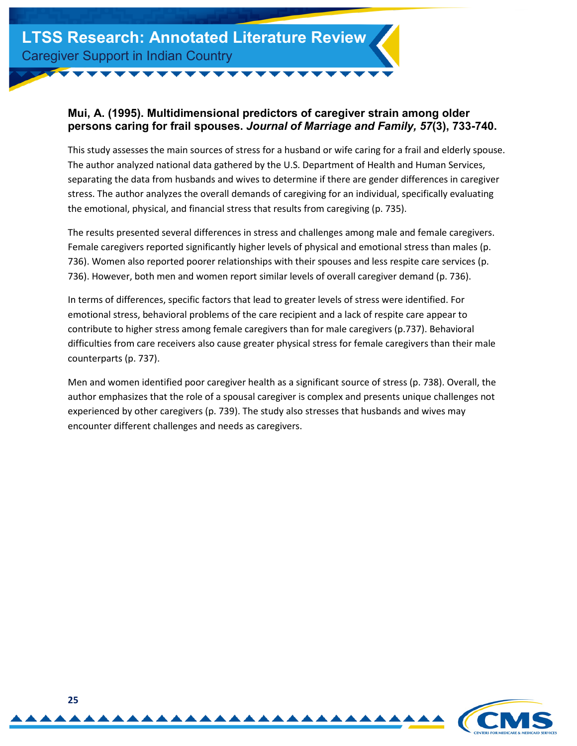**Mui, A. (1995). Multidimensional predictors of caregiver strain among older persons caring for frail spouses. *Journal of Marriage and Family, 57*(3), 733-740.**

This study assesses the main sources of stress for a husband or wife caring for a frail and elderly spouse. The author analyzed national data gathered by the U.S. Department of Health and Human Services, separating the data from husbands and wives to determine if there are gender differences in caregiver stress. The author analyzes the overall demands of caregiving for an individual, specifically evaluating the emotional, physical, and financial stress that results from caregiving (p. 735).

The results presented several differences in stress and challenges among male and female caregivers. Female caregivers reported significantly higher levels of physical and emotional stress than males (p. 736). Women also reported poorer relationships with their spouses and less respite care services (p. 736). However, both men and women report similar levels of overall caregiver demand (p. 736).

In terms of differences, specific factors that lead to greater levels of stress were identified. For emotional stress, behavioral problems of the care recipient and a lack of respite care appear to contribute to higher stress among female caregivers than for male caregivers (p.737). Behavioral difficulties from care receivers also cause greater physical stress for female caregivers than their male counterparts (p. 737).

Men and women identified poor caregiver health as a significant source of stress (p. 738). Overall, the author emphasizes that the role of a spousal caregiver is complex and presents unique challenges not experienced by other caregivers (p. 739). The study also stresses that husbands and wives may encounter different challenges and needs as caregivers.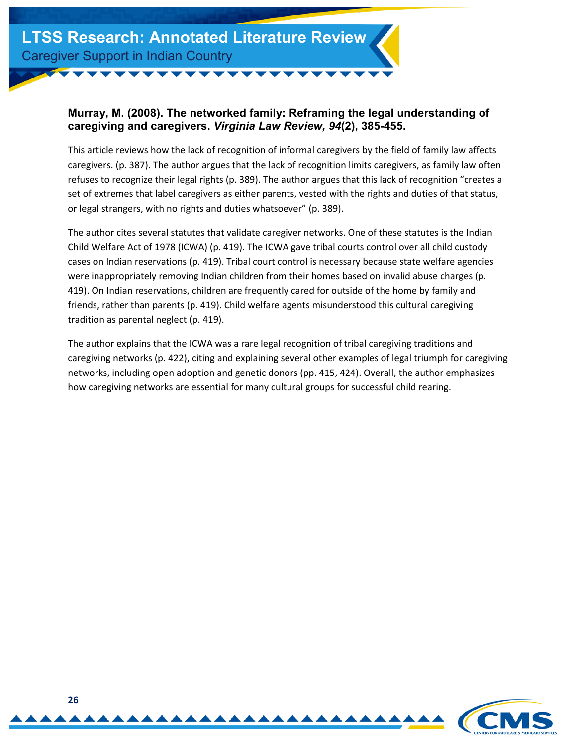**Murray, M. (2008). The networked family: Reframing the legal understanding of caregiving and caregivers. *Virginia Law Review, 94*(2), 385-455.**

This article reviews how the lack of recognition of informal caregivers by the field of family law affects caregivers. (p. 387). The author argues that the lack of recognition limits caregivers, as family law often refuses to recognize their legal rights (p. 389). The author argues that this lack of recognition "creates a set of extremes that label caregivers as either parents, vested with the rights and duties of that status, or legal strangers, with no rights and duties whatsoever" (p. 389).

The author cites several statutes that validate caregiver networks. One of these statutes is the Indian Child Welfare Act of 1978 (ICWA) (p. 419). The ICWA gave tribal courts control over all child custody cases on Indian reservations (p. 419). Tribal court control is necessary because state welfare agencies were inappropriately removing Indian children from their homes based on invalid abuse charges (p. 419). On Indian reservations, children are frequently cared for outside of the home by family and friends, rather than parents (p. 419). Child welfare agents misunderstood this cultural caregiving tradition as parental neglect (p. 419).

The author explains that the ICWA was a rare legal recognition of tribal caregiving traditions and caregiving networks (p. 422), citing and explaining several other examples of legal triumph for caregiving networks, including open adoption and genetic donors (pp. 415, 424). Overall, the author emphasizes how caregiving networks are essential for many cultural groups for successful child rearing.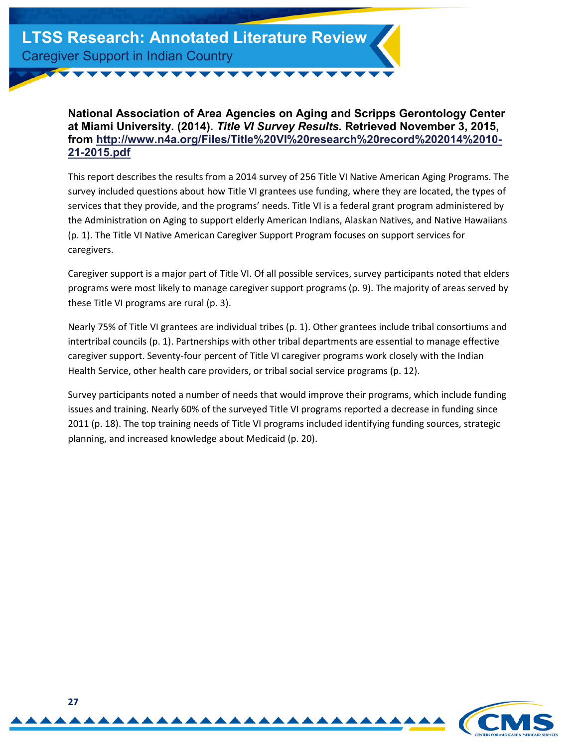**National Association of Area Agencies on Aging and Scripps Gerontology Center at Miami University. (2014).** ***Title VI Survey Results.*** **Retrieved November 3, 2015, from [http://www.n4a.org/Files/Title%20VI%20research%20record%202014%2010-21-2015.pdf](http://www.n4a.org/Files/Title%20VI%20research%20record%202014%2010-21-2015.pdf)**

This report describes the results from a 2014 survey of 256 Title VI Native American Aging Programs. The survey included questions about how Title VI grantees use funding, where they are located, the types of services that they provide, and the programs' needs. Title VI is a federal grant program administered by the Administration on Aging to support elderly American Indians, Alaskan Natives, and Native Hawaiians (p. 1). The Title VI Native American Caregiver Support Program focuses on support services for caregivers.

Caregiver support is a major part of Title VI. Of all possible services, survey participants noted that elders programs were most likely to manage caregiver support programs (p. 9). The majority of areas served by these Title VI programs are rural (p. 3).

Nearly 75% of Title VI grantees are individual tribes (p. 1). Other grantees include tribal consortiums and intertribal councils (p. 1). Partnerships with other tribal departments are essential to manage effective caregiver support. Seventy-four percent of Title VI caregiver programs work closely with the Indian Health Service, other health care providers, or tribal social service programs (p. 12).

Survey participants noted a number of needs that would improve their programs, which include funding issues and training. Nearly 60% of the surveyed Title VI programs reported a decrease in funding since 2011 (p. 18). The top training needs of Title VI programs included identifying funding sources, strategic planning, and increased knowledge about Medicaid (p. 20).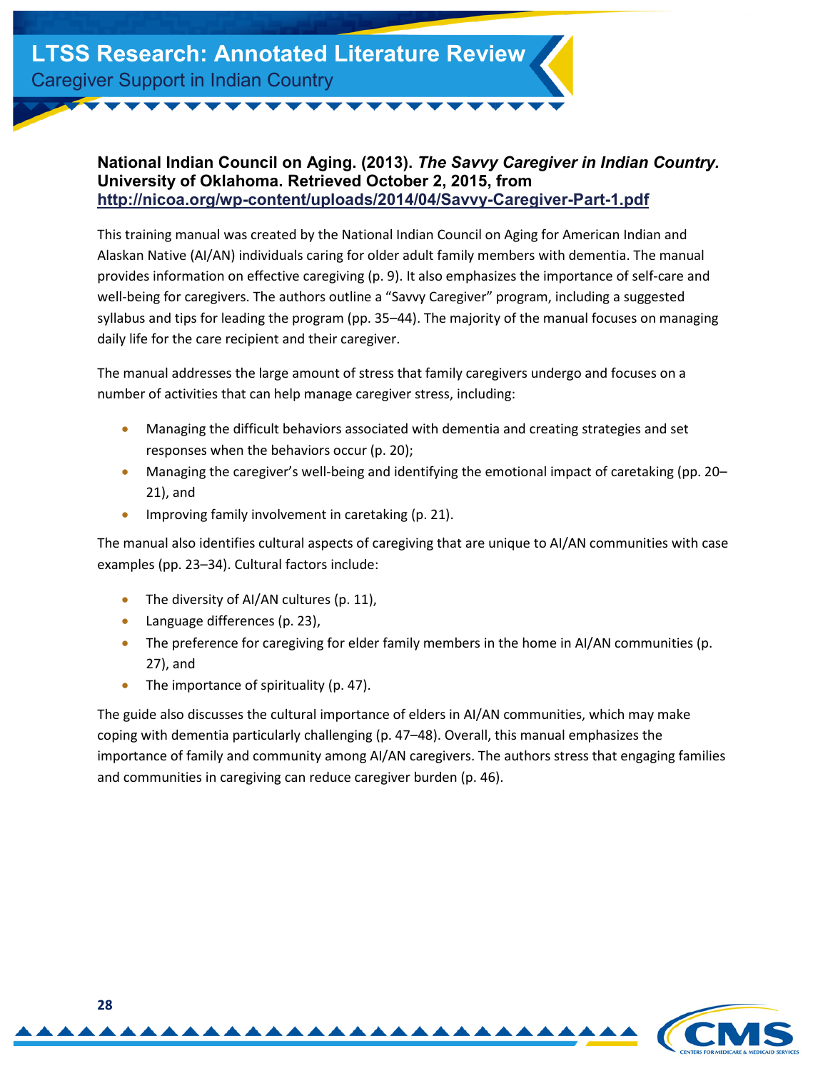**National Indian Council on Aging. (2013). *The Savvy Caregiver in Indian Country.* University of Oklahoma. Retrieved October 2, 2015, from [http://nicoa.org/wp-content/uploads/2014/04/Savvy-Caregiver-Part-1.pdf](http://nicoa.org/wp-content/uploads/2014/04/Savvy-Caregiver-Part-1.pdf)**

This training manual was created by the National Indian Council on Aging for American Indian and Alaskan Native (AI/AN) individuals caring for older adult family members with dementia. The manual provides information on effective caregiving (p. 9). It also emphasizes the importance of self-care and well-being for caregivers. The authors outline a "Savvy Caregiver" program, including a suggested syllabus and tips for leading the program (pp. 35–44). The majority of the manual focuses on managing daily life for the care recipient and their caregiver.

The manual addresses the large amount of stress that family caregivers undergo and focuses on a number of activities that can help manage caregiver stress, including:

- Managing the difficult behaviors associated with dementia and creating strategies and set responses when the behaviors occur (p. 20);
- Managing the caregiver's well-being and identifying the emotional impact of caretaking (pp. 20–21), and
- Improving family involvement in caretaking (p. 21).

The manual also identifies cultural aspects of caregiving that are unique to AI/AN communities with case examples (pp. 23–34). Cultural factors include:

- The diversity of AI/AN cultures (p. 11),
- Language differences (p. 23),
- The preference for caregiving for elder family members in the home in AI/AN communities (p. 27), and
- The importance of spirituality (p. 47).

The guide also discusses the cultural importance of elders in AI/AN communities, which may make coping with dementia particularly challenging (p. 47–48). Overall, this manual emphasizes the importance of family and community among AI/AN caregivers. The authors stress that engaging families and communities in caregiving can reduce caregiver burden (p. 46).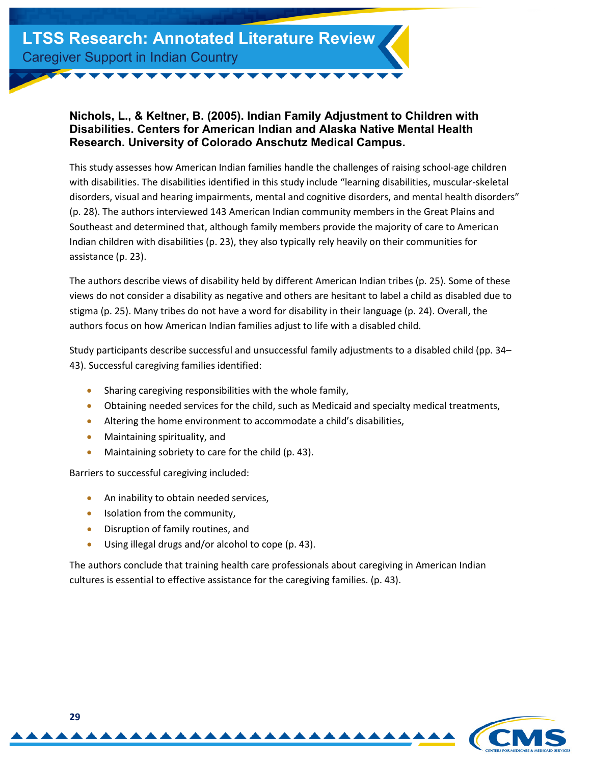**Nichols, L., & Keltner, B. (2005). Indian Family Adjustment to Children with Disabilities. Centers for American Indian and Alaska Native Mental Health Research. University of Colorado Anschutz Medical Campus.**

This study assesses how American Indian families handle the challenges of raising school-age children with disabilities. The disabilities identified in this study include "learning disabilities, muscular-skeletal disorders, visual and hearing impairments, mental and cognitive disorders, and mental health disorders" (p. 28). The authors interviewed 143 American Indian community members in the Great Plains and Southeast and determined that, although family members provide the majority of care to American Indian children with disabilities (p. 23), they also typically rely heavily on their communities for assistance (p. 23).

The authors describe views of disability held by different American Indian tribes (p. 25). Some of these views do not consider a disability as negative and others are hesitant to label a child as disabled due to stigma (p. 25). Many tribes do not have a word for disability in their language (p. 24). Overall, the authors focus on how American Indian families adjust to life with a disabled child.

Study participants describe successful and unsuccessful family adjustments to a disabled child (pp. 34–43). Successful caregiving families identified:

- Sharing caregiving responsibilities with the whole family,
- Obtaining needed services for the child, such as Medicaid and specialty medical treatments,
- Altering the home environment to accommodate a child's disabilities,
- Maintaining spirituality, and
- Maintaining sobriety to care for the child (p. 43).

Barriers to successful caregiving included:

- An inability to obtain needed services,
- Isolation from the community,
- Disruption of family routines, and
- Using illegal drugs and/or alcohol to cope (p. 43).

The authors conclude that training health care professionals about caregiving in American Indian cultures is essential to effective assistance for the caregiving families. (p. 43).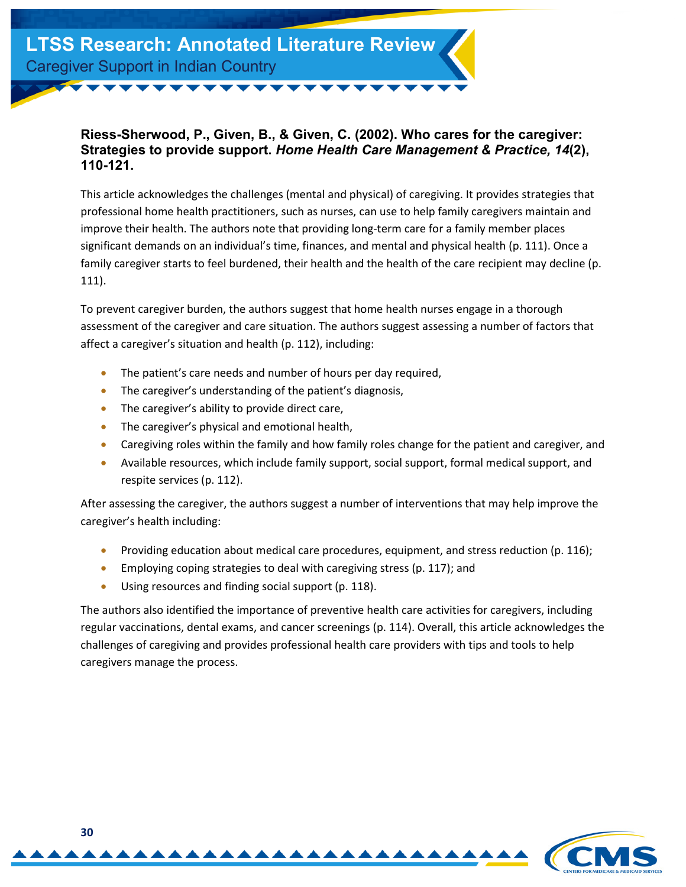**Riess-Sherwood, P., Given, B., & Given, C. (2002). Who cares for the caregiver: Strategies to provide support. *Home Health Care Management & Practice, 14*(2), 110-121.**

This article acknowledges the challenges (mental and physical) of caregiving. It provides strategies that professional home health practitioners, such as nurses, can use to help family caregivers maintain and improve their health. The authors note that providing long-term care for a family member places significant demands on an individual's time, finances, and mental and physical health (p. 111). Once a family caregiver starts to feel burdened, their health and the health of the care recipient may decline (p. 111).

To prevent caregiver burden, the authors suggest that home health nurses engage in a thorough assessment of the caregiver and care situation. The authors suggest assessing a number of factors that affect a caregiver's situation and health (p. 112), including:

- The patient's care needs and number of hours per day required,
- The caregiver's understanding of the patient's diagnosis,
- The caregiver's ability to provide direct care,
- The caregiver's physical and emotional health,
- Caregiving roles within the family and how family roles change for the patient and caregiver, and
- Available resources, which include family support, social support, formal medical support, and respite services (p. 112).

After assessing the caregiver, the authors suggest a number of interventions that may help improve the caregiver's health including:

- Providing education about medical care procedures, equipment, and stress reduction (p. 116);
- Employing coping strategies to deal with caregiving stress (p. 117); and
- Using resources and finding social support (p. 118).

The authors also identified the importance of preventive health care activities for caregivers, including regular vaccinations, dental exams, and cancer screenings (p. 114). Overall, this article acknowledges the challenges of caregiving and provides professional health care providers with tips and tools to help caregivers manage the process.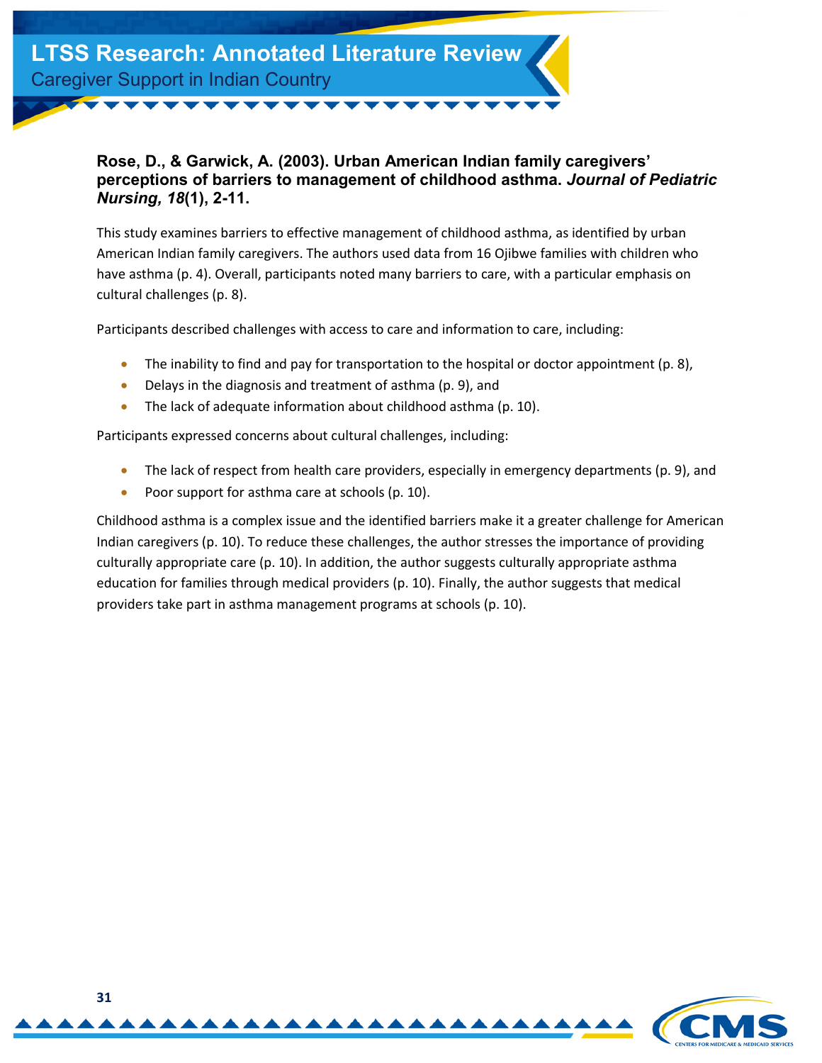**Rose, D., & Garwick, A. (2003). Urban American Indian family caregivers' perceptions of barriers to management of childhood asthma. *Journal of Pediatric Nursing, 18*(1), 2-11.**

This study examines barriers to effective management of childhood asthma, as identified by urban American Indian family caregivers. The authors used data from 16 Ojibwe families with children who have asthma (p. 4). Overall, participants noted many barriers to care, with a particular emphasis on cultural challenges (p. 8).

Participants described challenges with access to care and information to care, including:

- The inability to find and pay for transportation to the hospital or doctor appointment (p. 8),
- Delays in the diagnosis and treatment of asthma (p. 9), and
- The lack of adequate information about childhood asthma (p. 10).

Participants expressed concerns about cultural challenges, including:

- The lack of respect from health care providers, especially in emergency departments (p. 9), and
- Poor support for asthma care at schools (p. 10).

Childhood asthma is a complex issue and the identified barriers make it a greater challenge for American Indian caregivers (p. 10). To reduce these challenges, the author stresses the importance of providing culturally appropriate care (p. 10). In addition, the author suggests culturally appropriate asthma education for families through medical providers (p. 10). Finally, the author suggests that medical providers take part in asthma management programs at schools (p. 10).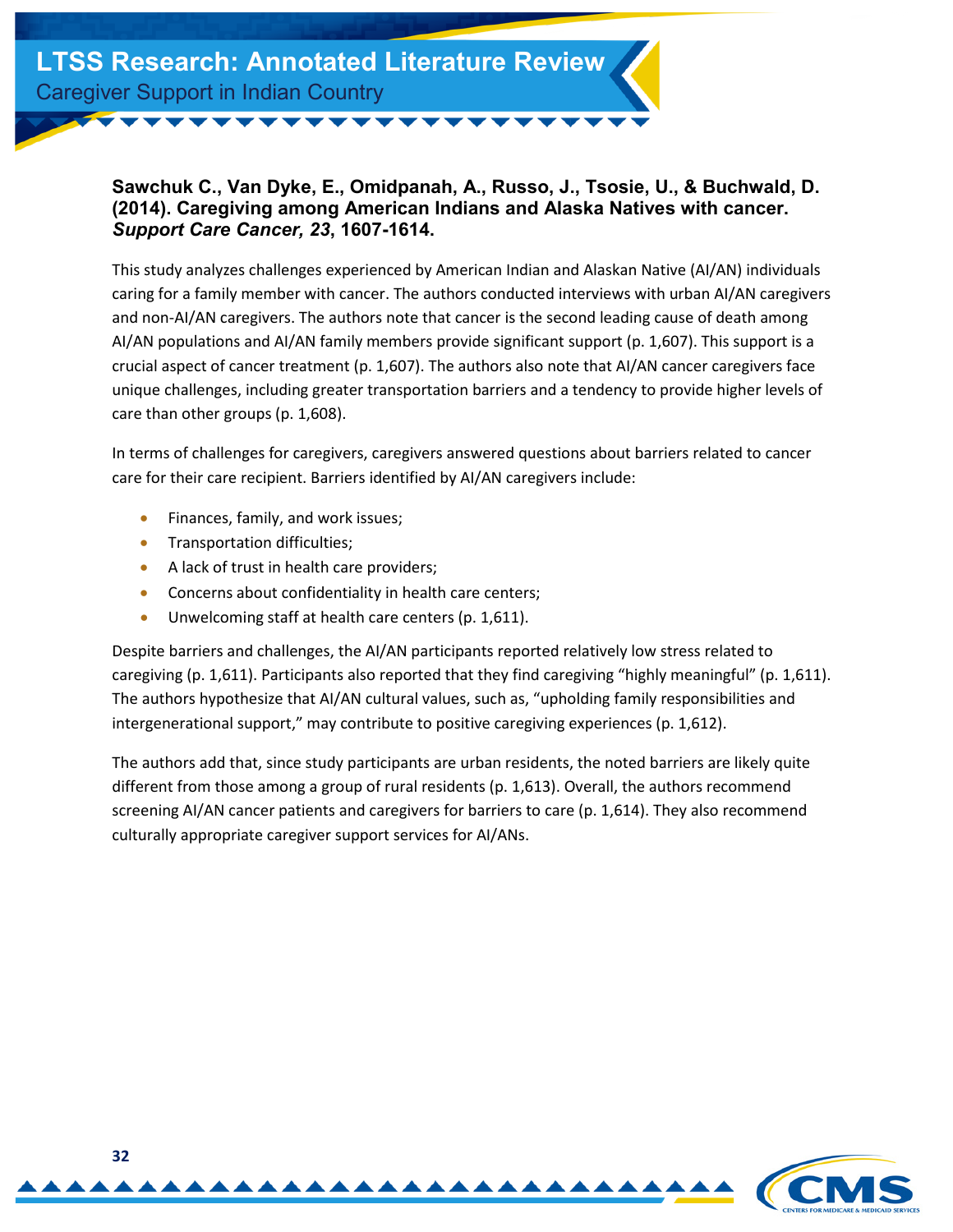**Sawchuk C., Van Dyke, E., Omidpanah, A., Russo, J., Tsosie, U., & Buchwald, D. (2014). Caregiving among American Indians and Alaska Natives with cancer. *Support Care Cancer, 23*, 1607-1614.**

This study analyzes challenges experienced by American Indian and Alaskan Native (AI/AN) individuals caring for a family member with cancer. The authors conducted interviews with urban AI/AN caregivers and non-AI/AN caregivers. The authors note that cancer is the second leading cause of death among AI/AN populations and AI/AN family members provide significant support (p. 1,607). This support is a crucial aspect of cancer treatment (p. 1,607). The authors also note that AI/AN cancer caregivers face unique challenges, including greater transportation barriers and a tendency to provide higher levels of care than other groups (p. 1,608).

In terms of challenges for caregivers, caregivers answered questions about barriers related to cancer care for their care recipient. Barriers identified by AI/AN caregivers include:

- Finances, family, and work issues;
- Transportation difficulties;
- A lack of trust in health care providers;
- Concerns about confidentiality in health care centers;
- Unwelcoming staff at health care centers (p. 1,611).

Despite barriers and challenges, the AI/AN participants reported relatively low stress related to caregiving (p. 1,611). Participants also reported that they find caregiving "highly meaningful" (p. 1,611). The authors hypothesize that AI/AN cultural values, such as, "upholding family responsibilities and intergenerational support," may contribute to positive caregiving experiences (p. 1,612).

The authors add that, since study participants are urban residents, the noted barriers are likely quite different from those among a group of rural residents (p. 1,613). Overall, the authors recommend screening AI/AN cancer patients and caregivers for barriers to care (p. 1,614). They also recommend culturally appropriate caregiver support services for AI/ANs.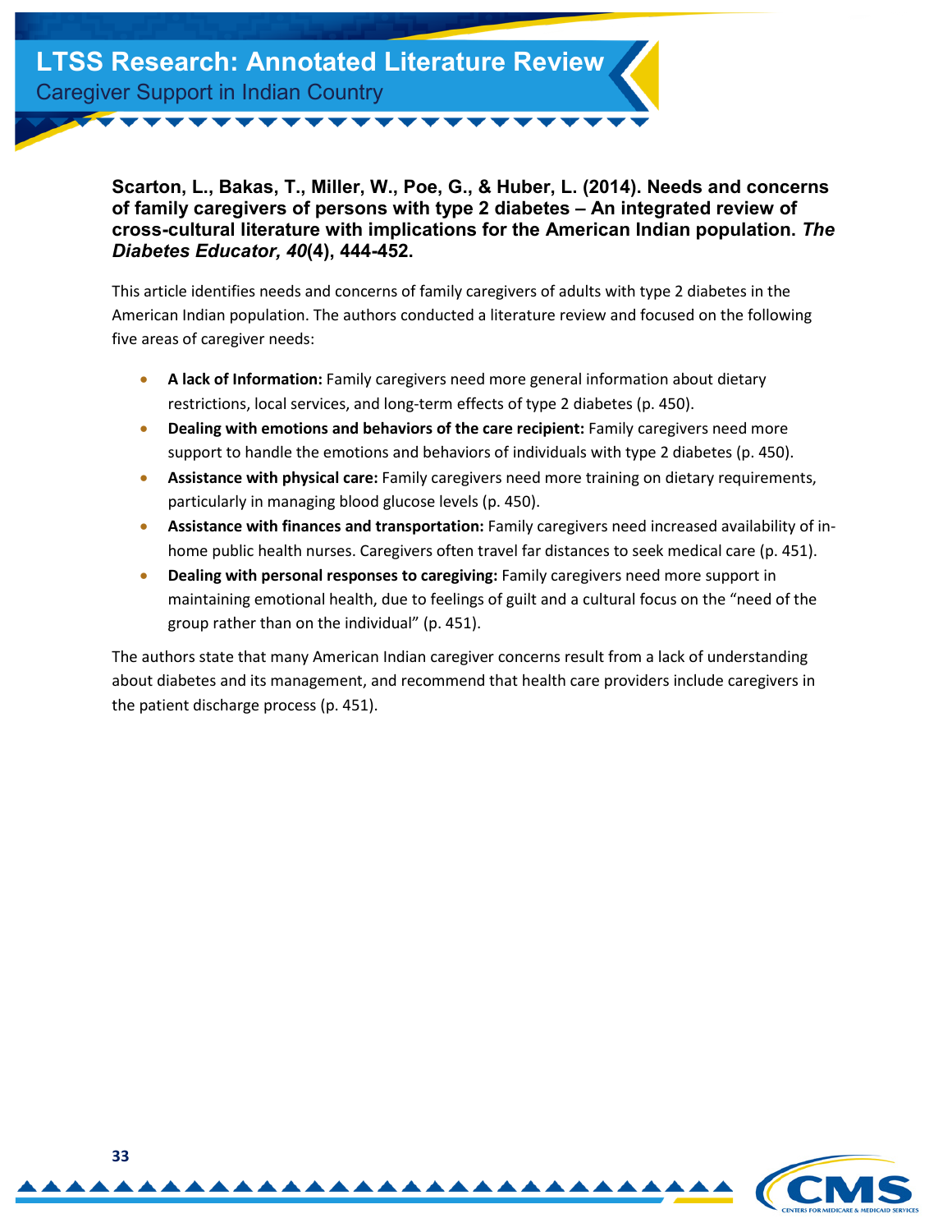**Scarton, L., Bakas, T., Miller, W., Poe, G., & Huber, L. (2014). Needs and concerns of family caregivers of persons with type 2 diabetes – An integrated review of cross-cultural literature with implications for the American Indian population. *The Diabetes Educator, 40*(4), 444-452.**

This article identifies needs and concerns of family caregivers of adults with type 2 diabetes in the American Indian population. The authors conducted a literature review and focused on the following five areas of caregiver needs:

- **A lack of Information:** Family caregivers need more general information about dietary restrictions, local services, and long-term effects of type 2 diabetes (p. 450).
- **Dealing with emotions and behaviors of the care recipient:** Family caregivers need more support to handle the emotions and behaviors of individuals with type 2 diabetes (p. 450).
- **Assistance with physical care:** Family caregivers need more training on dietary requirements, particularly in managing blood glucose levels (p. 450).
- **Assistance with finances and transportation:** Family caregivers need increased availability of in-home public health nurses. Caregivers often travel far distances to seek medical care (p. 451).
- **Dealing with personal responses to caregiving:** Family caregivers need more support in maintaining emotional health, due to feelings of guilt and a cultural focus on the "need of the group rather than on the individual" (p. 451).

The authors state that many American Indian caregiver concerns result from a lack of understanding about diabetes and its management, and recommend that health care providers include caregivers in the patient discharge process (p. 451).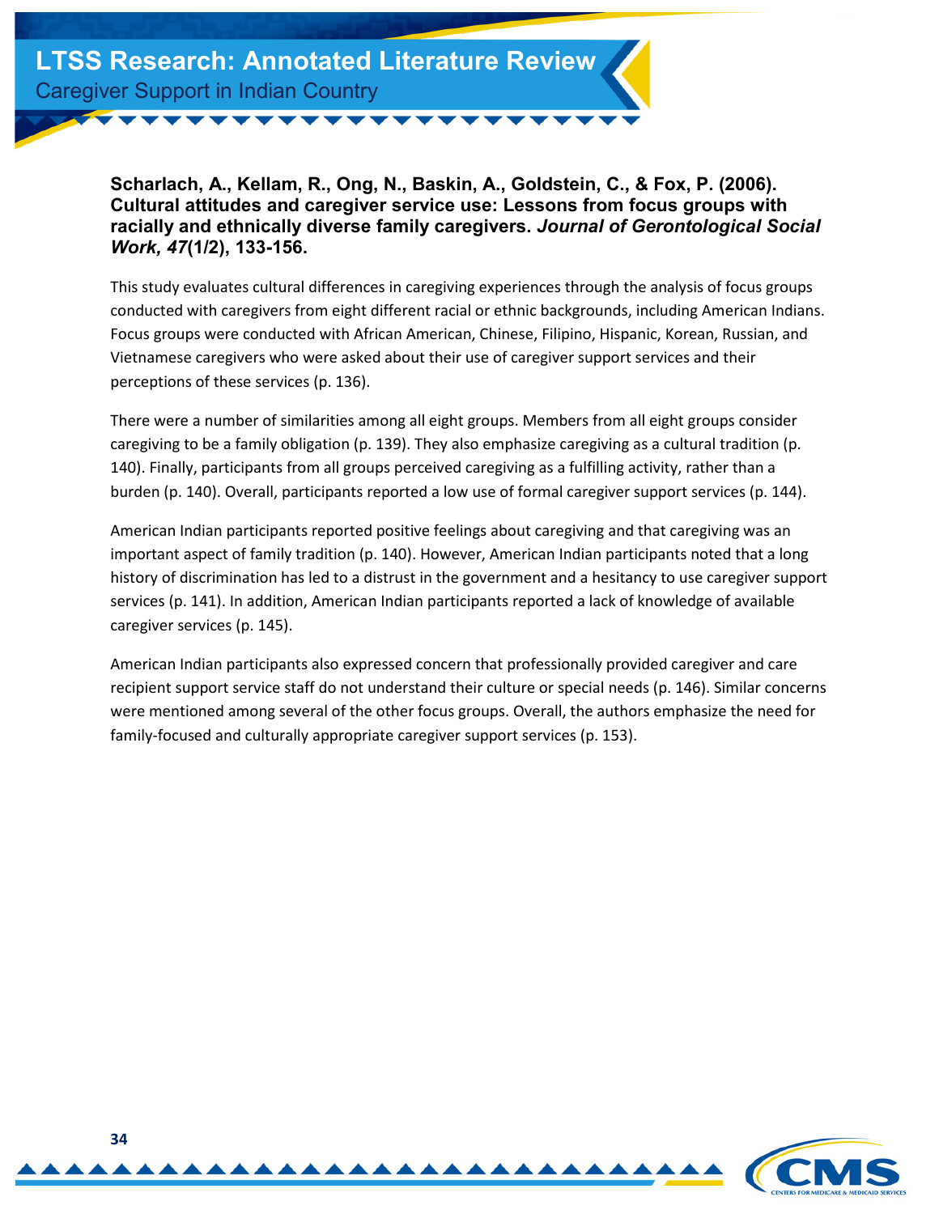**Scharlach, A., Kellam, R., Ong, N., Baskin, A., Goldstein, C., & Fox, P. (2006). Cultural attitudes and caregiver service use: Lessons from focus groups with racially and ethnically diverse family caregivers. *Journal of Gerontological Social Work, 47*(1/2), 133-156.**

This study evaluates cultural differences in caregiving experiences through the analysis of focus groups conducted with caregivers from eight different racial or ethnic backgrounds, including American Indians. Focus groups were conducted with African American, Chinese, Filipino, Hispanic, Korean, Russian, and Vietnamese caregivers who were asked about their use of caregiver support services and their perceptions of these services (p. 136).

There were a number of similarities among all eight groups. Members from all eight groups consider caregiving to be a family obligation (p. 139). They also emphasize caregiving as a cultural tradition (p. 140). Finally, participants from all groups perceived caregiving as a fulfilling activity, rather than a burden (p. 140). Overall, participants reported a low use of formal caregiver support services (p. 144).

American Indian participants reported positive feelings about caregiving and that caregiving was an important aspect of family tradition (p. 140). However, American Indian participants noted that a long history of discrimination has led to a distrust in the government and a hesitancy to use caregiver support services (p. 141). In addition, American Indian participants reported a lack of knowledge of available caregiver services (p. 145).

American Indian participants also expressed concern that professionally provided caregiver and care recipient support service staff do not understand their culture or special needs (p. 146). Similar concerns were mentioned among several of the other focus groups. Overall, the authors emphasize the need for family-focused and culturally appropriate caregiver support services (p. 153).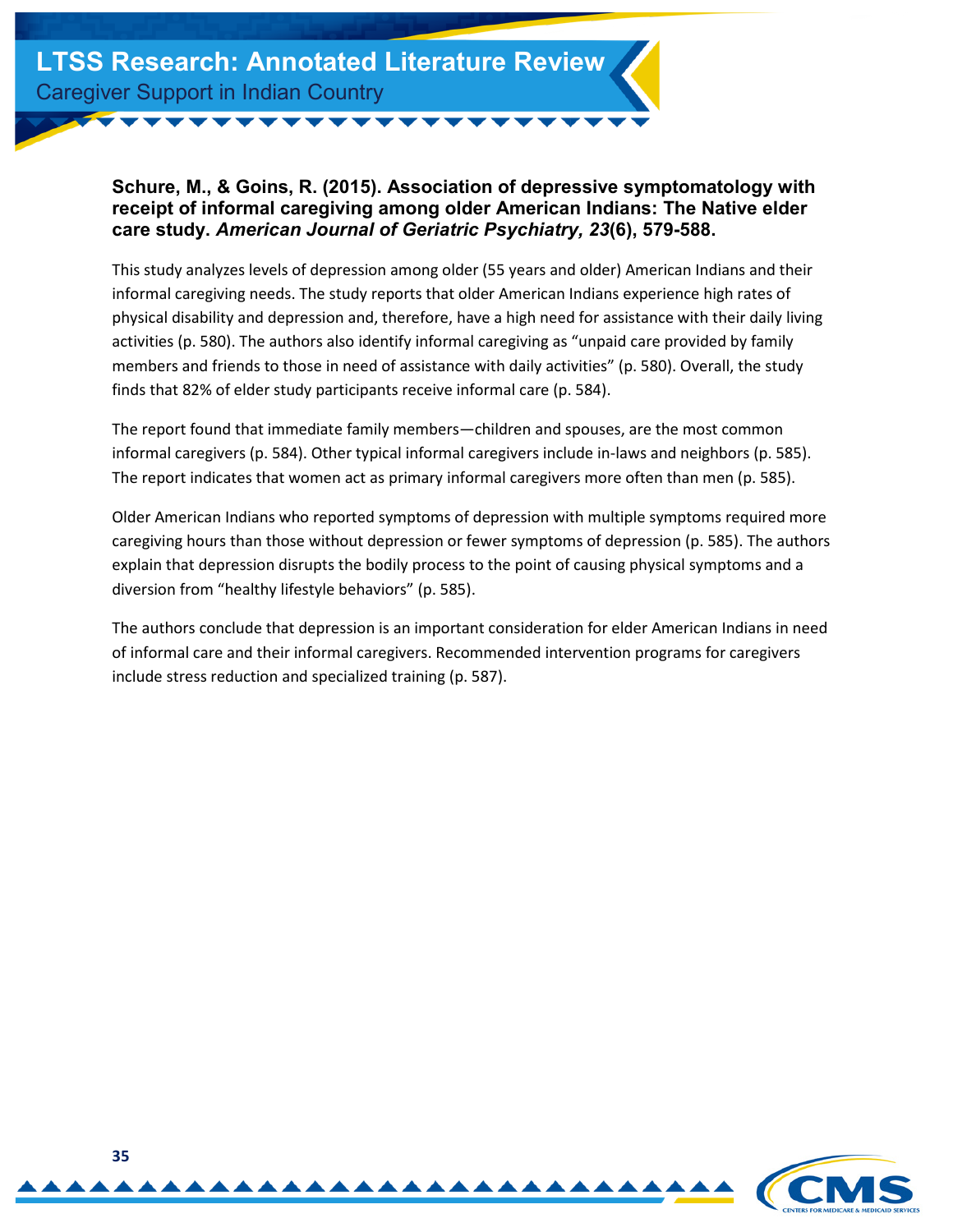**Schure, M., & Goins, R. (2015). Association of depressive symptomatology with receipt of informal caregiving among older American Indians: The Native elder care study. *American Journal of Geriatric Psychiatry, 23*(6), 579-588.**

This study analyzes levels of depression among older (55 years and older) American Indians and their informal caregiving needs. The study reports that older American Indians experience high rates of physical disability and depression and, therefore, have a high need for assistance with their daily living activities (p. 580). The authors also identify informal caregiving as "unpaid care provided by family members and friends to those in need of assistance with daily activities" (p. 580). Overall, the study finds that 82% of elder study participants receive informal care (p. 584).

The report found that immediate family members—children and spouses, are the most common informal caregivers (p. 584). Other typical informal caregivers include in-laws and neighbors (p. 585). The report indicates that women act as primary informal caregivers more often than men (p. 585).

Older American Indians who reported symptoms of depression with multiple symptoms required more caregiving hours than those without depression or fewer symptoms of depression (p. 585). The authors explain that depression disrupts the bodily process to the point of causing physical symptoms and a diversion from "healthy lifestyle behaviors" (p. 585).

The authors conclude that depression is an important consideration for elder American Indians in need of informal care and their informal caregivers. Recommended intervention programs for caregivers include stress reduction and specialized training (p. 587).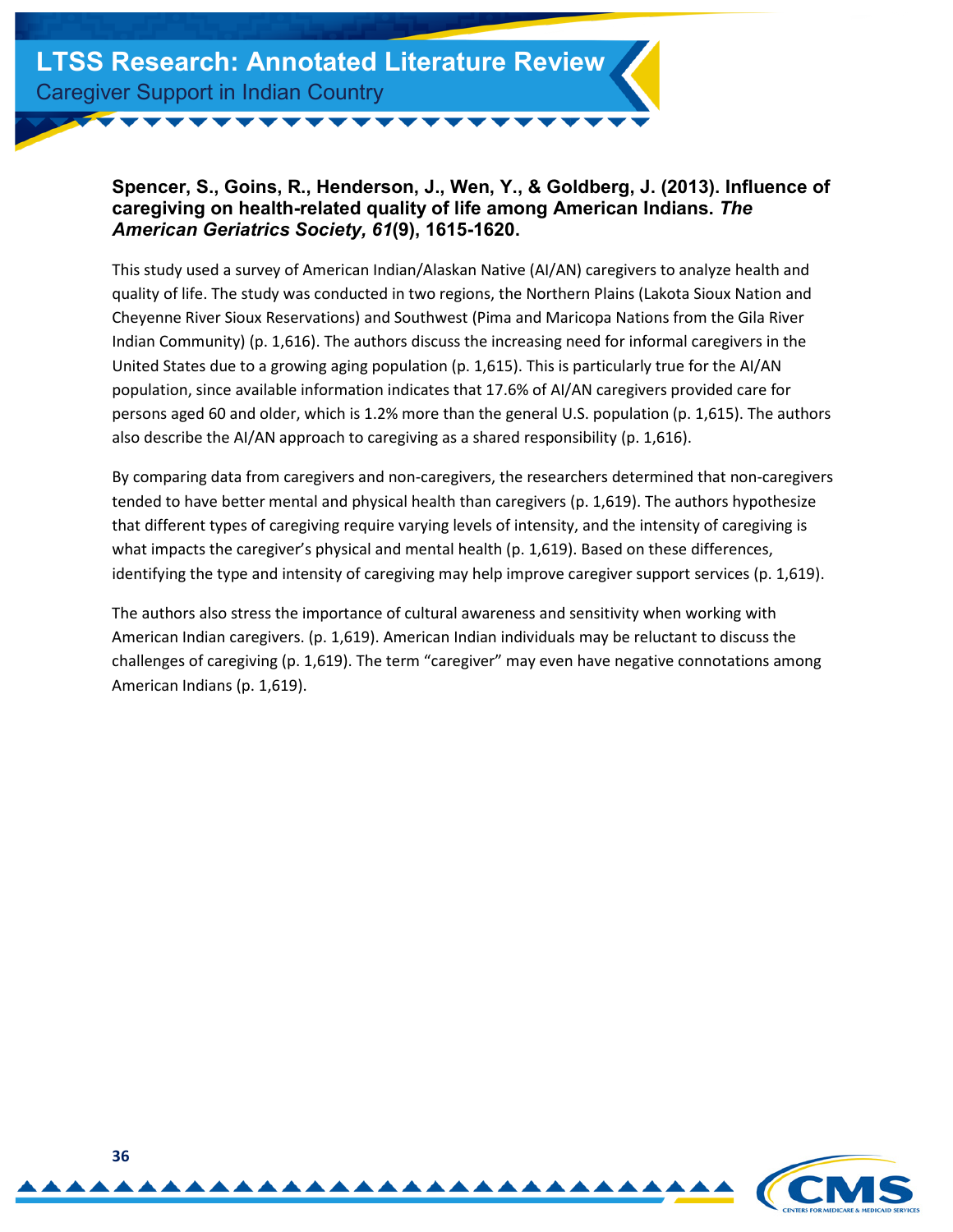**Spencer, S., Goins, R., Henderson, J., Wen, Y., & Goldberg, J. (2013). Influence of caregiving on health-related quality of life among American Indians. *The American Geriatrics Society, 61*(9), 1615-1620.**

This study used a survey of American Indian/Alaskan Native (AI/AN) caregivers to analyze health and quality of life. The study was conducted in two regions, the Northern Plains (Lakota Sioux Nation and Cheyenne River Sioux Reservations) and Southwest (Pima and Maricopa Nations from the Gila River Indian Community) (p. 1,616). The authors discuss the increasing need for informal caregivers in the United States due to a growing aging population (p. 1,615). This is particularly true for the AI/AN population, since available information indicates that 17.6% of AI/AN caregivers provided care for persons aged 60 and older, which is 1.2% more than the general U.S. population (p. 1,615). The authors also describe the AI/AN approach to caregiving as a shared responsibility (p. 1,616).

By comparing data from caregivers and non-caregivers, the researchers determined that non-caregivers tended to have better mental and physical health than caregivers (p. 1,619). The authors hypothesize that different types of caregiving require varying levels of intensity, and the intensity of caregiving is what impacts the caregiver's physical and mental health (p. 1,619). Based on these differences, identifying the type and intensity of caregiving may help improve caregiver support services (p. 1,619).

The authors also stress the importance of cultural awareness and sensitivity when working with American Indian caregivers. (p. 1,619). American Indian individuals may be reluctant to discuss the challenges of caregiving (p. 1,619). The term "caregiver" may even have negative connotations among American Indians (p. 1,619).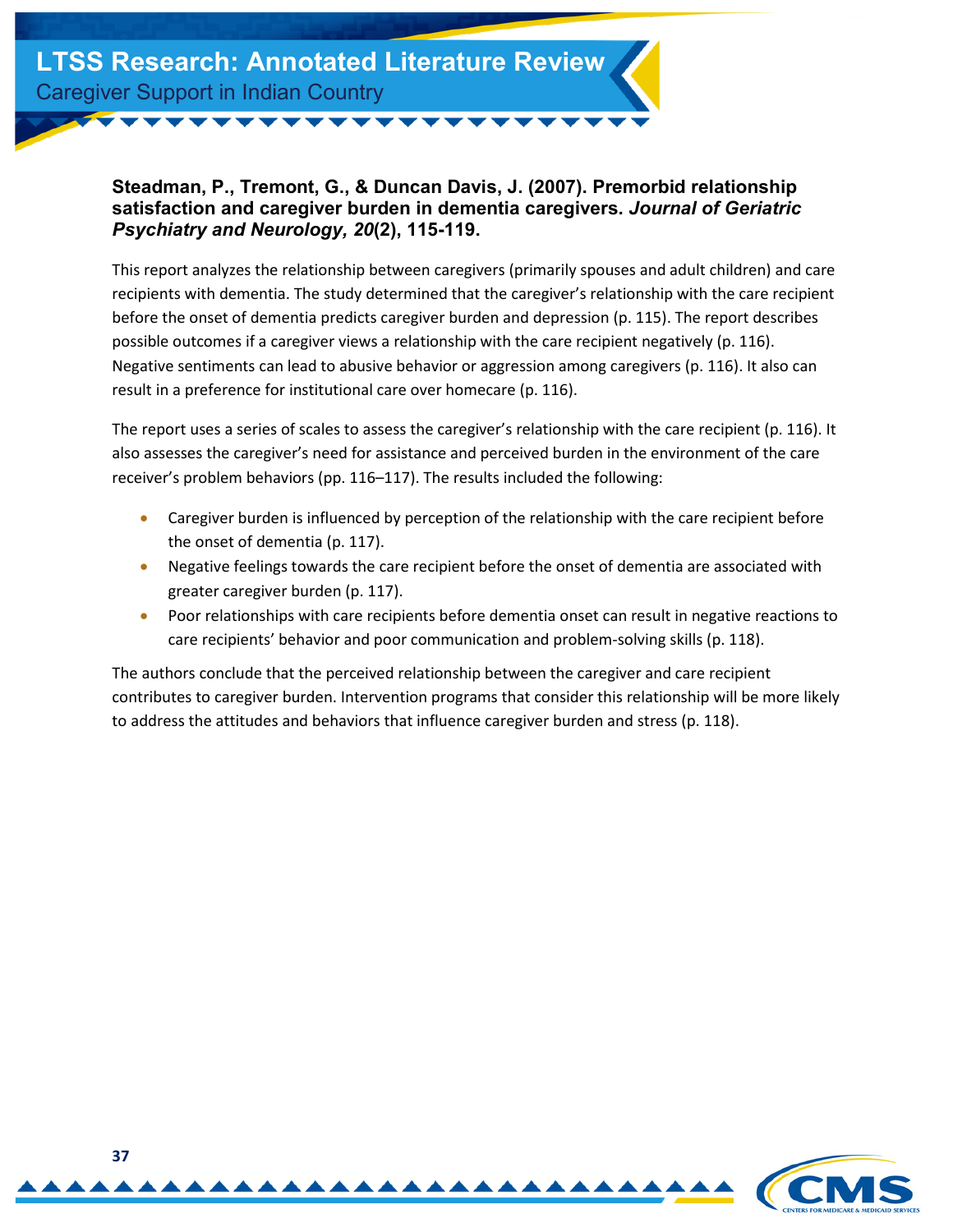**Steadman, P., Tremont, G., & Duncan Davis, J. (2007). Premorbid relationship satisfaction and caregiver burden in dementia caregivers. *Journal of Geriatric Psychiatry and Neurology, 20*(2), 115-119.**

This report analyzes the relationship between caregivers (primarily spouses and adult children) and care recipients with dementia. The study determined that the caregiver's relationship with the care recipient before the onset of dementia predicts caregiver burden and depression (p. 115). The report describes possible outcomes if a caregiver views a relationship with the care recipient negatively (p. 116). Negative sentiments can lead to abusive behavior or aggression among caregivers (p. 116). It also can result in a preference for institutional care over homecare (p. 116).

The report uses a series of scales to assess the caregiver's relationship with the care recipient (p. 116). It also assesses the caregiver's need for assistance and perceived burden in the environment of the care receiver's problem behaviors (pp. 116–117). The results included the following:

- Caregiver burden is influenced by perception of the relationship with the care recipient before the onset of dementia (p. 117).
- Negative feelings towards the care recipient before the onset of dementia are associated with greater caregiver burden (p. 117).
- Poor relationships with care recipients before dementia onset can result in negative reactions to care recipients' behavior and poor communication and problem-solving skills (p. 118).

The authors conclude that the perceived relationship between the caregiver and care recipient contributes to caregiver burden. Intervention programs that consider this relationship will be more likely to address the attitudes and behaviors that influence caregiver burden and stress (p. 118).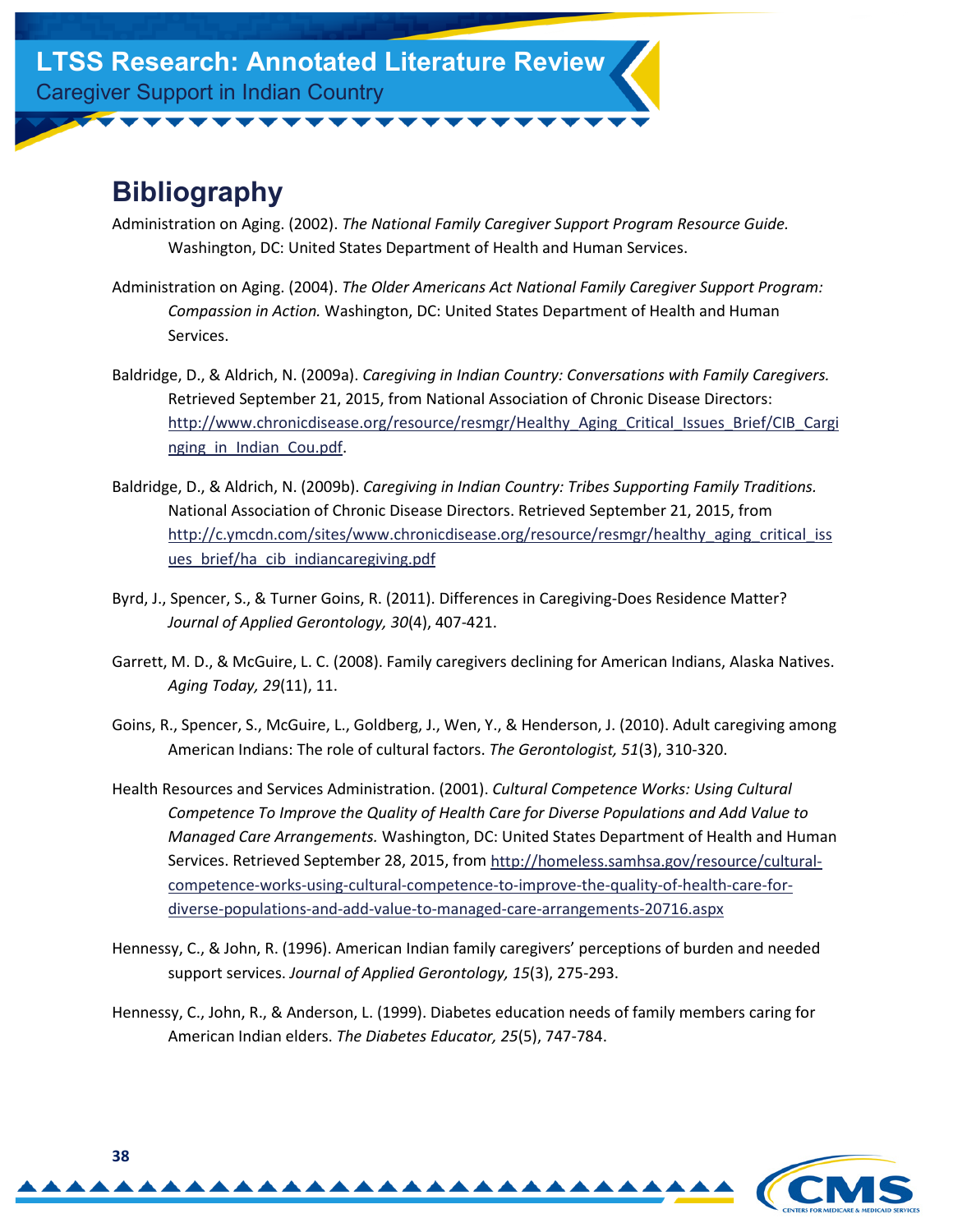# Bibliography

Administration on Aging. (2002). *The National Family Caregiver Support Program Resource Guide.* Washington, DC: United States Department of Health and Human Services.

Administration on Aging. (2004). *The Older Americans Act National Family Caregiver Support Program: Compassion in Action.* Washington, DC: United States Department of Health and Human Services.

Baldridge, D., & Aldrich, N. (2009a). *Caregiving in Indian Country: Conversations with Family Caregivers.* Retrieved September 21, 2015, from National Association of Chronic Disease Directors: http://www.chronicdisease.org/resource/resmgr/Healthy_Aging_Critical_Issues_Brief/CIB_Carginging_in_Indian_Cou.pdf.

Baldridge, D., & Aldrich, N. (2009b). *Caregiving in Indian Country: Tribes Supporting Family Traditions.* National Association of Chronic Disease Directors. Retrieved September 21, 2015, from http://c.ymcdn.com/sites/www.chronicdisease.org/resource/resmgr/healthy_aging_critical_issues_brief/ha_cib_indiancaregiving.pdf

Byrd, J., Spencer, S., & Turner Goins, R. (2011). Differences in Caregiving-Does Residence Matter? *Journal of Applied Gerontology, 30*(4), 407-421.

Garrett, M. D., & McGuire, L. C. (2008). Family caregivers declining for American Indians, Alaska Natives. *Aging Today, 29*(11), 11.

Goins, R., Spencer, S., McGuire, L., Goldberg, J., Wen, Y., & Henderson, J. (2010). Adult caregiving among American Indians: The role of cultural factors. *The Gerontologist, 51*(3), 310-320.

Health Resources and Services Administration. (2001). *Cultural Competence Works: Using Cultural Competence To Improve the Quality of Health Care for Diverse Populations and Add Value to Managed Care Arrangements.* Washington, DC: United States Department of Health and Human Services. Retrieved September 28, 2015, from http://homeless.samhsa.gov/resource/cultural-competence-works-using-cultural-competence-to-improve-the-quality-of-health-care-for-diverse-populations-and-add-value-to-managed-care-arrangements-20716.aspx

Hennessy, C., & John, R. (1996). American Indian family caregivers' perceptions of burden and needed support services. *Journal of Applied Gerontology, 15*(3), 275-293.

Hennessy, C., John, R., & Anderson, L. (1999). Diabetes education needs of family members caring for American Indian elders. *The Diabetes Educator, 25*(5), 747-784.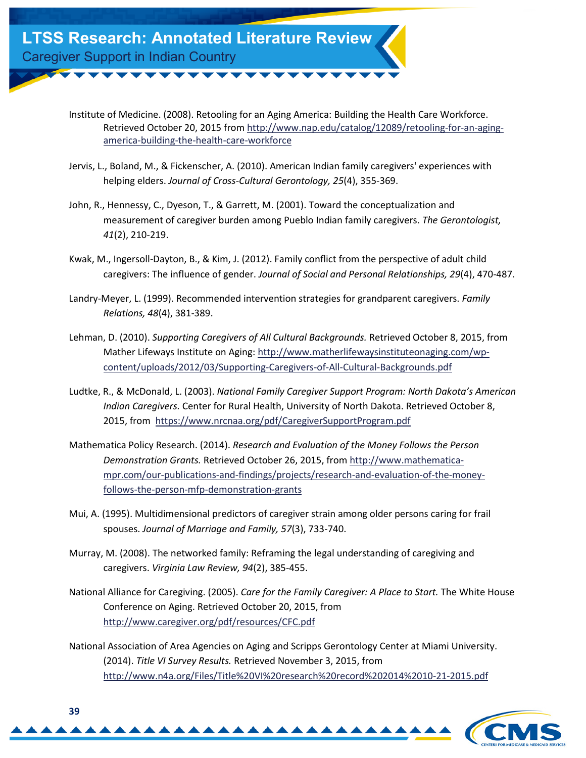Institute of Medicine. (2008). Retooling for an Aging America: Building the Health Care Workforce. Retrieved October 20, 2015 from http://www.nap.edu/catalog/12089/retooling-for-an-aging-america-building-the-health-care-workforce

Jervis, L., Boland, M., & Fickenscher, A. (2010). American Indian family caregivers' experiences with helping elders. *Journal of Cross-Cultural Gerontology, 25*(4), 355-369.

John, R., Hennessy, C., Dyeson, T., & Garrett, M. (2001). Toward the conceptualization and measurement of caregiver burden among Pueblo Indian family caregivers. *The Gerontologist, 41*(2), 210-219.

Kwak, M., Ingersoll-Dayton, B., & Kim, J. (2012). Family conflict from the perspective of adult child caregivers: The influence of gender. *Journal of Social and Personal Relationships, 29*(4), 470-487.

Landry-Meyer, L. (1999). Recommended intervention strategies for grandparent caregivers. *Family Relations, 48*(4), 381-389.

Lehman, D. (2010). *Supporting Caregivers of All Cultural Backgrounds.* Retrieved October 8, 2015, from Mather Lifeways Institute on Aging: http://www.matherlifewaysinstituteonaging.com/wp-content/uploads/2012/03/Supporting-Caregivers-of-All-Cultural-Backgrounds.pdf

Ludtke, R., & McDonald, L. (2003). *National Family Caregiver Support Program: North Dakota's American Indian Caregivers.* Center for Rural Health, University of North Dakota. Retrieved October 8, 2015, from https://www.nrcnaa.org/pdf/CaregiverSupportProgram.pdf

Mathematica Policy Research. (2014). *Research and Evaluation of the Money Follows the Person Demonstration Grants.* Retrieved October 26, 2015, from http://www.mathematica-mpr.com/our-publications-and-findings/projects/research-and-evaluation-of-the-money-follows-the-person-mfp-demonstration-grants

Mui, A. (1995). Multidimensional predictors of caregiver strain among older persons caring for frail spouses. *Journal of Marriage and Family, 57*(3), 733-740.

Murray, M. (2008). The networked family: Reframing the legal understanding of caregiving and caregivers. *Virginia Law Review, 94*(2), 385-455.

National Alliance for Caregiving. (2005). *Care for the Family Caregiver: A Place to Start.* The White House Conference on Aging. Retrieved October 20, 2015, from http://www.caregiver.org/pdf/resources/CFC.pdf

National Association of Area Agencies on Aging and Scripps Gerontology Center at Miami University. (2014). *Title VI Survey Results.* Retrieved November 3, 2015, from http://www.n4a.org/Files/Title%20VI%20research%20record%202014%2010-21-2015.pdf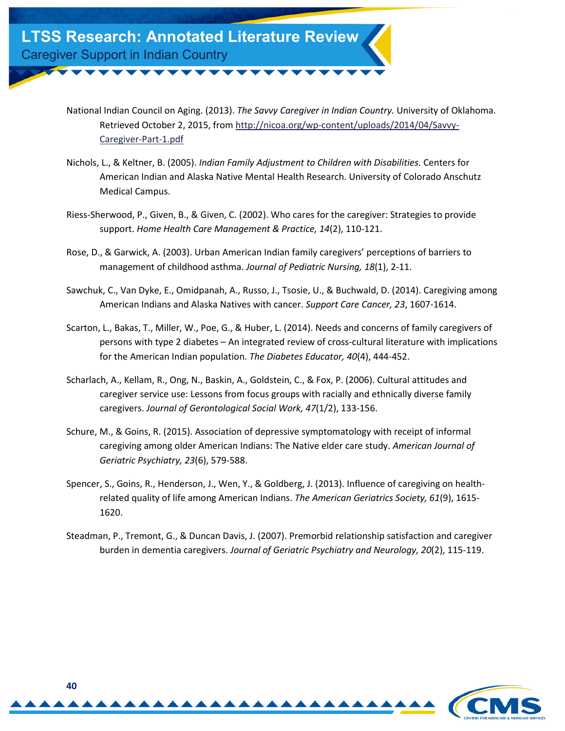National Indian Council on Aging. (2013). *The Savvy Caregiver in Indian Country.* University of Oklahoma. Retrieved October 2, 2015, from http://nicoa.org/wp-content/uploads/2014/04/Savvy-Caregiver-Part-1.pdf

Nichols, L., & Keltner, B. (2005). *Indian Family Adjustment to Children with Disabilities.* Centers for American Indian and Alaska Native Mental Health Research. University of Colorado Anschutz Medical Campus.

Riess-Sherwood, P., Given, B., & Given, C. (2002). Who cares for the caregiver: Strategies to provide support. *Home Health Care Management & Practice, 14*(2), 110-121.

Rose, D., & Garwick, A. (2003). Urban American Indian family caregivers' perceptions of barriers to management of childhood asthma. *Journal of Pediatric Nursing, 18*(1), 2-11.

Sawchuk, C., Van Dyke, E., Omidpanah, A., Russo, J., Tsosie, U., & Buchwald, D. (2014). Caregiving among American Indians and Alaska Natives with cancer. *Support Care Cancer, 23*, 1607-1614.

Scarton, L., Bakas, T., Miller, W., Poe, G., & Huber, L. (2014). Needs and concerns of family caregivers of persons with type 2 diabetes – An integrated review of cross-cultural literature with implications for the American Indian population. *The Diabetes Educator, 40*(4), 444-452.

Scharlach, A., Kellam, R., Ong, N., Baskin, A., Goldstein, C., & Fox, P. (2006). Cultural attitudes and caregiver service use: Lessons from focus groups with racially and ethnically diverse family caregivers. *Journal of Gerontological Social Work, 47*(1/2), 133-156.

Schure, M., & Goins, R. (2015). Association of depressive symptomatology with receipt of informal caregiving among older American Indians: The Native elder care study. *American Journal of Geriatric Psychiatry, 23*(6), 579-588.

Spencer, S., Goins, R., Henderson, J., Wen, Y., & Goldberg, J. (2013). Influence of caregiving on health-related quality of life among American Indians. *The American Geriatrics Society, 61*(9), 1615-1620.

Steadman, P., Tremont, G., & Duncan Davis, J. (2007). Premorbid relationship satisfaction and caregiver burden in dementia caregivers. *Journal of Geriatric Psychiatry and Neurology, 20*(2), 115-119.